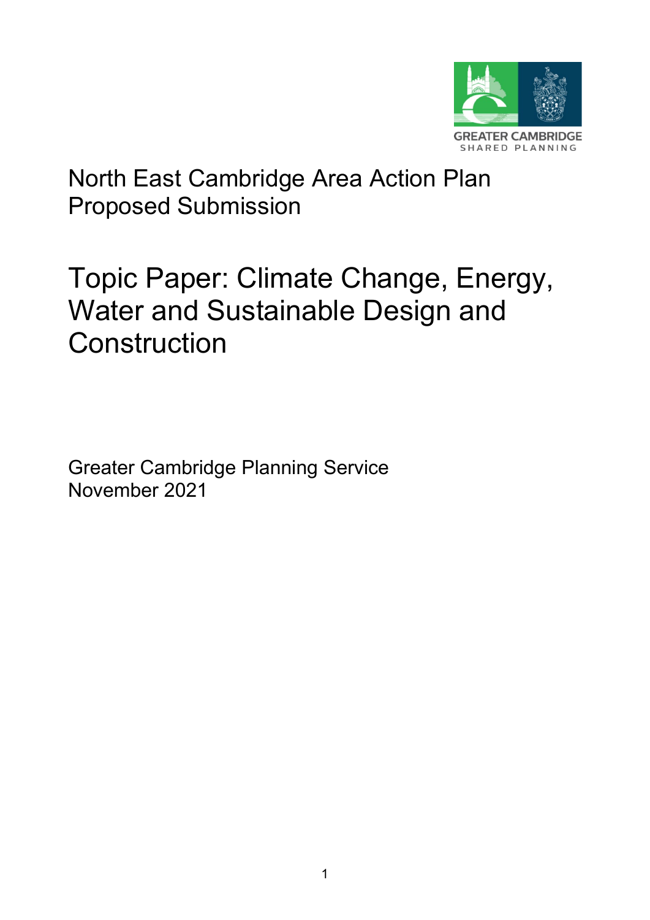GREATER CAMBRIDGE
SHARED PLANNING

North East Cambridge Area Action Plan
Proposed Submission

# Topic Paper: Climate Change, Energy, Water and Sustainable Design and Construction

Greater Cambridge Planning Service
November 2021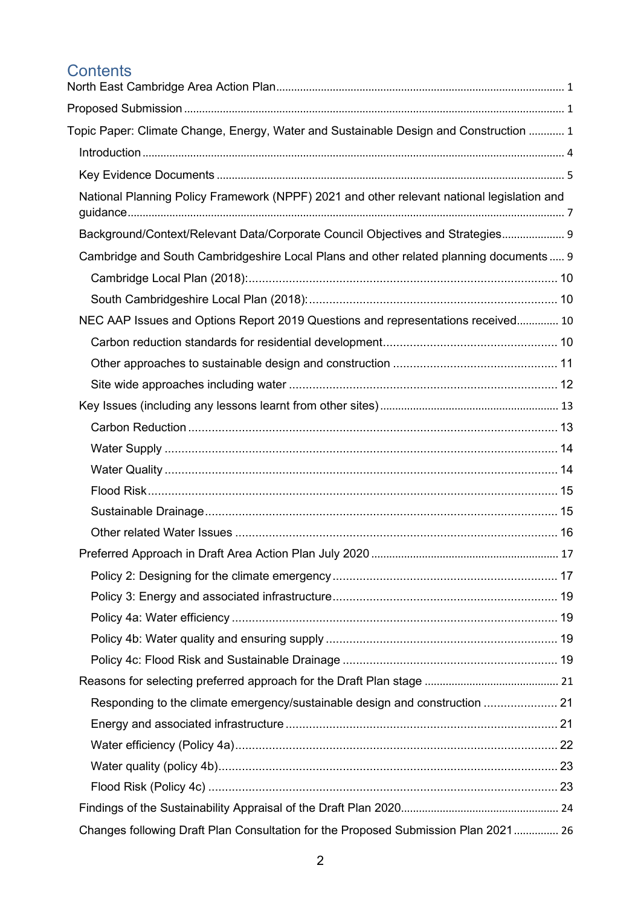# Contents

North East Cambridge Area Action Plan ........ 1

Proposed Submission ........ 1

Topic Paper: Climate Change, Energy, Water and Sustainable Design and Construction ........ 1

- Introduction ........ 4
- Key Evidence Documents ........ 5
- National Planning Policy Framework (NPPF) 2021 and other relevant national legislation and guidance ........ 7
- Background/Context/Relevant Data/Corporate Council Objectives and Strategies ........ 9
- Cambridge and South Cambridgeshire Local Plans and other related planning documents ........ 9
  - Cambridge Local Plan (2018): ........ 10
  - South Cambridgeshire Local Plan (2018): ........ 10
- NEC AAP Issues and Options Report 2019 Questions and representations received ........ 10
  - Carbon reduction standards for residential development ........ 10
  - Other approaches to sustainable design and construction ........ 11
  - Site wide approaches including water ........ 12
- Key Issues (including any lessons learnt from other sites) ........ 13
  - Carbon Reduction ........ 13
  - Water Supply ........ 14
  - Water Quality ........ 14
  - Flood Risk ........ 15
  - Sustainable Drainage ........ 15
  - Other related Water Issues ........ 16
- Preferred Approach in Draft Area Action Plan July 2020 ........ 17
  - Policy 2: Designing for the climate emergency ........ 17
  - Policy 3: Energy and associated infrastructure ........ 19
  - Policy 4a: Water efficiency ........ 19
  - Policy 4b: Water quality and ensuring supply ........ 19
  - Policy 4c: Flood Risk and Sustainable Drainage ........ 19
- Reasons for selecting preferred approach for the Draft Plan stage ........ 21
  - Responding to the climate emergency/sustainable design and construction ........ 21
  - Energy and associated infrastructure ........ 21
  - Water efficiency (Policy 4a) ........ 22
  - Water quality (policy 4b) ........ 23
  - Flood Risk (Policy 4c) ........ 23
- Findings of the Sustainability Appraisal of the Draft Plan 2020 ........ 24
- Changes following Draft Plan Consultation for the Proposed Submission Plan 2021 ........ 26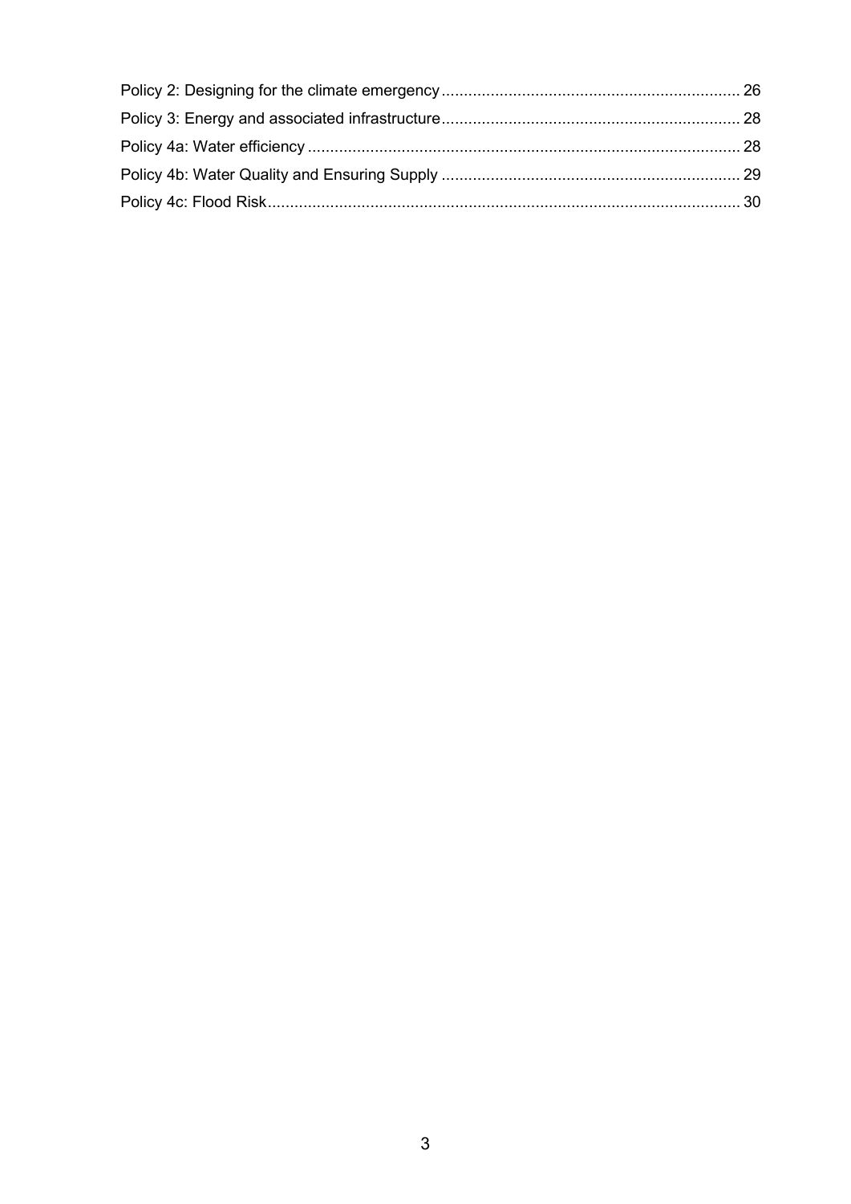Policy 2: Designing for the climate emergency ... 26

Policy 3: Energy and associated infrastructure ... 28

Policy 4a: Water efficiency ... 28

Policy 4b: Water Quality and Ensuring Supply ... 29

Policy 4c: Flood Risk ... 30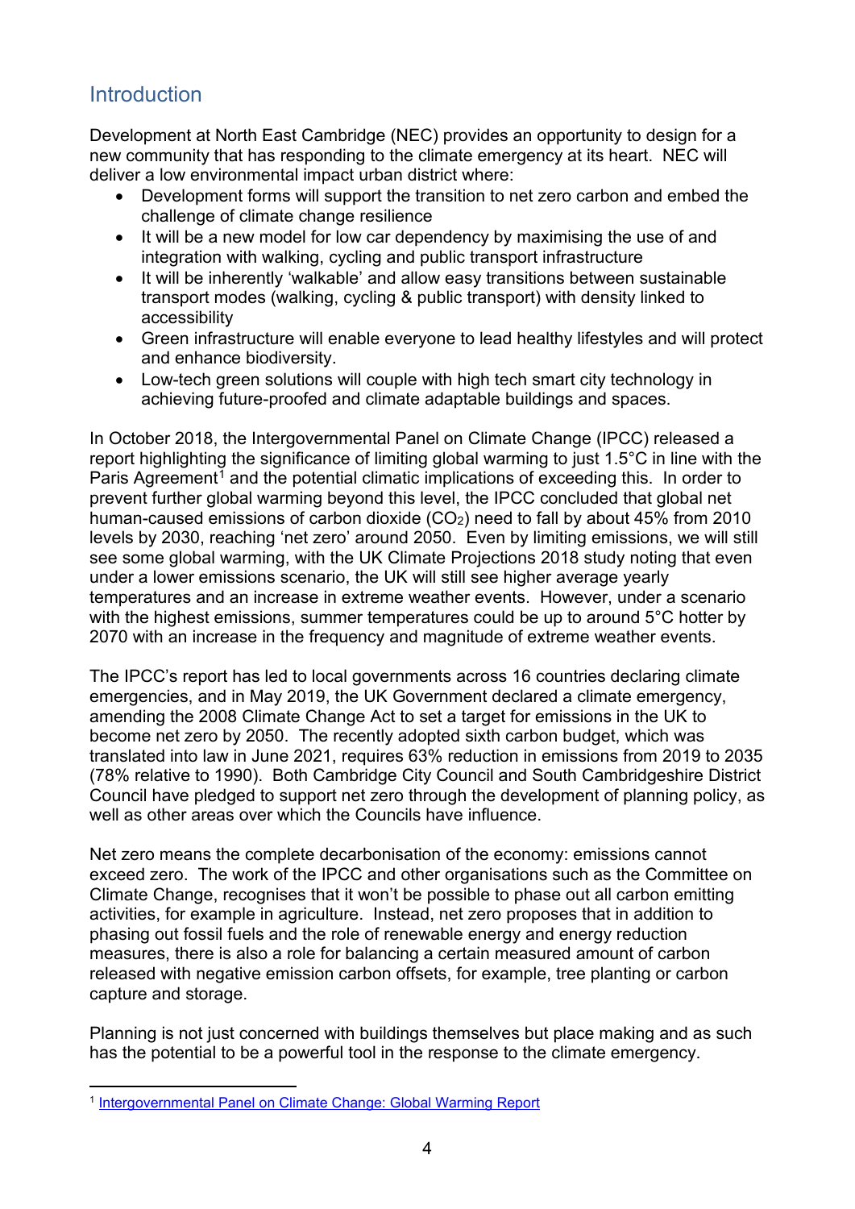## Introduction

Development at North East Cambridge (NEC) provides an opportunity to design for a new community that has responding to the climate emergency at its heart. NEC will deliver a low environmental impact urban district where:

- Development forms will support the transition to net zero carbon and embed the challenge of climate change resilience
- It will be a new model for low car dependency by maximising the use of and integration with walking, cycling and public transport infrastructure
- It will be inherently 'walkable' and allow easy transitions between sustainable transport modes (walking, cycling & public transport) with density linked to accessibility
- Green infrastructure will enable everyone to lead healthy lifestyles and will protect and enhance biodiversity.
- Low-tech green solutions will couple with high tech smart city technology in achieving future-proofed and climate adaptable buildings and spaces.

In October 2018, the Intergovernmental Panel on Climate Change (IPCC) released a report highlighting the significance of limiting global warming to just 1.5°C in line with the Paris Agreement[1] and the potential climatic implications of exceeding this. In order to prevent further global warming beyond this level, the IPCC concluded that global net human-caused emissions of carbon dioxide ($CO_2$) need to fall by about 45% from 2010 levels by 2030, reaching 'net zero' around 2050. Even by limiting emissions, we will still see some global warming, with the UK Climate Projections 2018 study noting that even under a lower emissions scenario, the UK will still see higher average yearly temperatures and an increase in extreme weather events. However, under a scenario with the highest emissions, summer temperatures could be up to around 5°C hotter by 2070 with an increase in the frequency and magnitude of extreme weather events.

The IPCC's report has led to local governments across 16 countries declaring climate emergencies, and in May 2019, the UK Government declared a climate emergency, amending the 2008 Climate Change Act to set a target for emissions in the UK to become net zero by 2050. The recently adopted sixth carbon budget, which was translated into law in June 2021, requires 63% reduction in emissions from 2019 to 2035 (78% relative to 1990). Both Cambridge City Council and South Cambridgeshire District Council have pledged to support net zero through the development of planning policy, as well as other areas over which the Councils have influence.

Net zero means the complete decarbonisation of the economy: emissions cannot exceed zero. The work of the IPCC and other organisations such as the Committee on Climate Change, recognises that it won't be possible to phase out all carbon emitting activities, for example in agriculture. Instead, net zero proposes that in addition to phasing out fossil fuels and the role of renewable energy and energy reduction measures, there is also a role for balancing a certain measured amount of carbon released with negative emission carbon offsets, for example, tree planting or carbon capture and storage.

Planning is not just concerned with buildings themselves but place making and as such has the potential to be a powerful tool in the response to the climate emergency.

[1] Intergovernmental Panel on Climate Change: Global Warming Report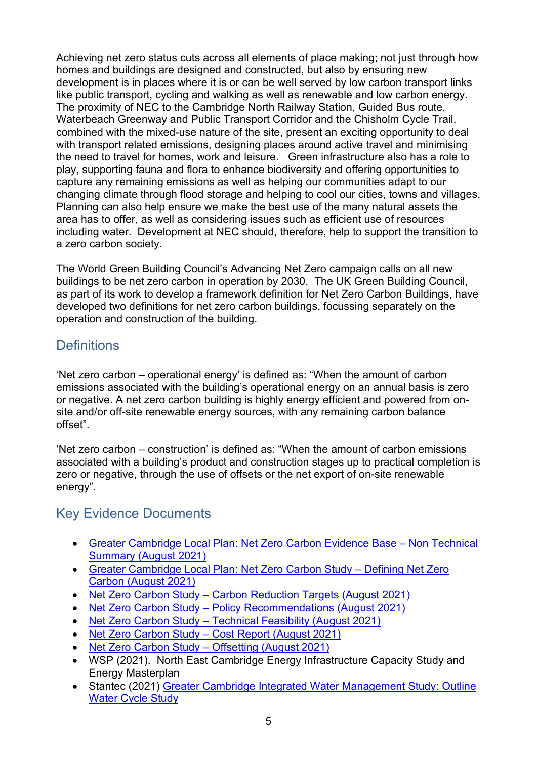Achieving net zero status cuts across all elements of place making; not just through how homes and buildings are designed and constructed, but also by ensuring new development is in places where it is or can be well served by low carbon transport links like public transport, cycling and walking as well as renewable and low carbon energy. The proximity of NEC to the Cambridge North Railway Station, Guided Bus route, Waterbeach Greenway and Public Transport Corridor and the Chisholm Cycle Trail, combined with the mixed-use nature of the site, present an exciting opportunity to deal with transport related emissions, designing places around active travel and minimising the need to travel for homes, work and leisure. Green infrastructure also has a role to play, supporting fauna and flora to enhance biodiversity and offering opportunities to capture any remaining emissions as well as helping our communities adapt to our changing climate through flood storage and helping to cool our cities, towns and villages. Planning can also help ensure we make the best use of the many natural assets the area has to offer, as well as considering issues such as efficient use of resources including water. Development at NEC should, therefore, help to support the transition to a zero carbon society.

The World Green Building Council's Advancing Net Zero campaign calls on all new buildings to be net zero carbon in operation by 2030. The UK Green Building Council, as part of its work to develop a framework definition for Net Zero Carbon Buildings, have developed two definitions for net zero carbon buildings, focussing separately on the operation and construction of the building.

## Definitions

'Net zero carbon – operational energy' is defined as: "When the amount of carbon emissions associated with the building's operational energy on an annual basis is zero or negative. A net zero carbon building is highly energy efficient and powered from on-site and/or off-site renewable energy sources, with any remaining carbon balance offset".

'Net zero carbon – construction' is defined as: "When the amount of carbon emissions associated with a building's product and construction stages up to practical completion is zero or negative, through the use of offsets or the net export of on-site renewable energy".

## Key Evidence Documents

- Greater Cambridge Local Plan: Net Zero Carbon Evidence Base – Non Technical Summary (August 2021)
- Greater Cambridge Local Plan: Net Zero Carbon Study – Defining Net Zero Carbon (August 2021)
- Net Zero Carbon Study – Carbon Reduction Targets (August 2021)
- Net Zero Carbon Study – Policy Recommendations (August 2021)
- Net Zero Carbon Study – Technical Feasibility (August 2021)
- Net Zero Carbon Study – Cost Report (August 2021)
- Net Zero Carbon Study – Offsetting (August 2021)
- WSP (2021). North East Cambridge Energy Infrastructure Capacity Study and Energy Masterplan
- Stantec (2021) Greater Cambridge Integrated Water Management Study: Outline Water Cycle Study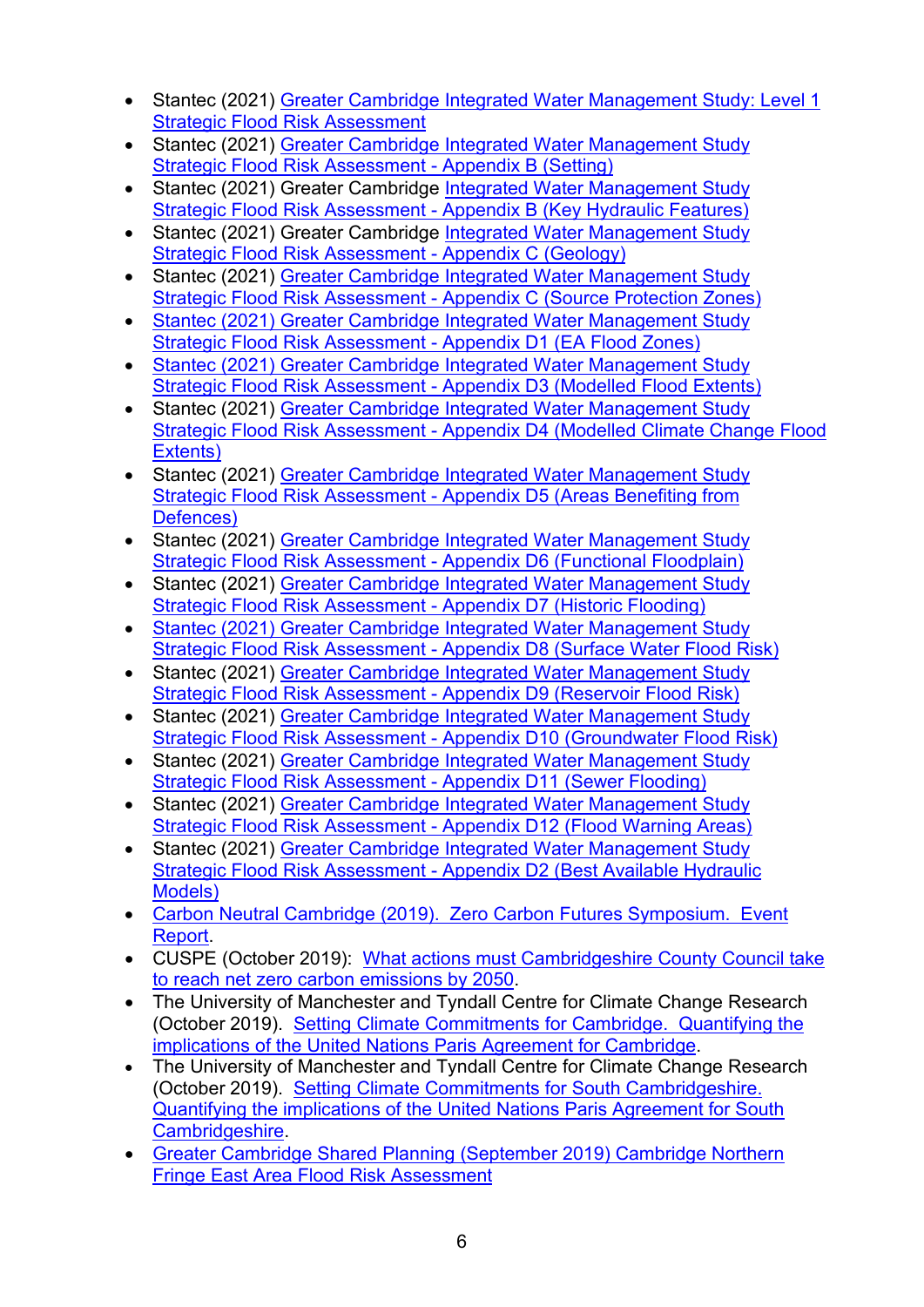- Stantec (2021) Greater Cambridge Integrated Water Management Study: Level 1 Strategic Flood Risk Assessment
- Stantec (2021) Greater Cambridge Integrated Water Management Study Strategic Flood Risk Assessment - Appendix B (Setting)
- Stantec (2021) Greater Cambridge Integrated Water Management Study Strategic Flood Risk Assessment - Appendix B (Key Hydraulic Features)
- Stantec (2021) Greater Cambridge Integrated Water Management Study Strategic Flood Risk Assessment - Appendix C (Geology)
- Stantec (2021) Greater Cambridge Integrated Water Management Study Strategic Flood Risk Assessment - Appendix C (Source Protection Zones)
- Stantec (2021) Greater Cambridge Integrated Water Management Study Strategic Flood Risk Assessment - Appendix D1 (EA Flood Zones)
- Stantec (2021) Greater Cambridge Integrated Water Management Study Strategic Flood Risk Assessment - Appendix D3 (Modelled Flood Extents)
- Stantec (2021) Greater Cambridge Integrated Water Management Study Strategic Flood Risk Assessment - Appendix D4 (Modelled Climate Change Flood Extents)
- Stantec (2021) Greater Cambridge Integrated Water Management Study Strategic Flood Risk Assessment - Appendix D5 (Areas Benefiting from Defences)
- Stantec (2021) Greater Cambridge Integrated Water Management Study Strategic Flood Risk Assessment - Appendix D6 (Functional Floodplain)
- Stantec (2021) Greater Cambridge Integrated Water Management Study Strategic Flood Risk Assessment - Appendix D7 (Historic Flooding)
- Stantec (2021) Greater Cambridge Integrated Water Management Study Strategic Flood Risk Assessment - Appendix D8 (Surface Water Flood Risk)
- Stantec (2021) Greater Cambridge Integrated Water Management Study Strategic Flood Risk Assessment - Appendix D9 (Reservoir Flood Risk)
- Stantec (2021) Greater Cambridge Integrated Water Management Study Strategic Flood Risk Assessment - Appendix D10 (Groundwater Flood Risk)
- Stantec (2021) Greater Cambridge Integrated Water Management Study Strategic Flood Risk Assessment - Appendix D11 (Sewer Flooding)
- Stantec (2021) Greater Cambridge Integrated Water Management Study Strategic Flood Risk Assessment - Appendix D12 (Flood Warning Areas)
- Stantec (2021) Greater Cambridge Integrated Water Management Study Strategic Flood Risk Assessment - Appendix D2 (Best Available Hydraulic Models)
- Carbon Neutral Cambridge (2019). Zero Carbon Futures Symposium. Event Report.
- CUSPE (October 2019): What actions must Cambridgeshire County Council take to reach net zero carbon emissions by 2050.
- The University of Manchester and Tyndall Centre for Climate Change Research (October 2019). Setting Climate Commitments for Cambridge. Quantifying the implications of the United Nations Paris Agreement for Cambridge.
- The University of Manchester and Tyndall Centre for Climate Change Research (October 2019). Setting Climate Commitments for South Cambridgeshire. Quantifying the implications of the United Nations Paris Agreement for South Cambridgeshire.
- Greater Cambridge Shared Planning (September 2019) Cambridge Northern Fringe East Area Flood Risk Assessment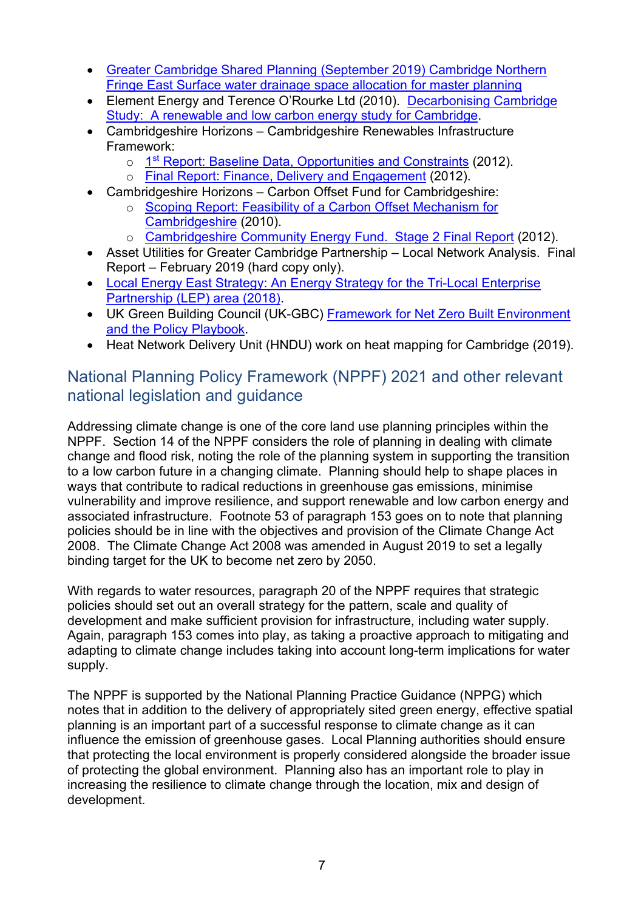- Greater Cambridge Shared Planning (September 2019) Cambridge Northern Fringe East Surface water drainage space allocation for master planning
- Element Energy and Terence O'Rourke Ltd (2010). Decarbonising Cambridge Study: A renewable and low carbon energy study for Cambridge.
- Cambridgeshire Horizons – Cambridgeshire Renewables Infrastructure Framework:
  - 1st Report: Baseline Data, Opportunities and Constraints (2012).
  - Final Report: Finance, Delivery and Engagement (2012).
- Cambridgeshire Horizons – Carbon Offset Fund for Cambridgeshire:
  - Scoping Report: Feasibility of a Carbon Offset Mechanism for Cambridgeshire (2010).
  - Cambridgeshire Community Energy Fund. Stage 2 Final Report (2012).
- Asset Utilities for Greater Cambridge Partnership – Local Network Analysis. Final Report – February 2019 (hard copy only).
- Local Energy East Strategy: An Energy Strategy for the Tri-Local Enterprise Partnership (LEP) area (2018).
- UK Green Building Council (UK-GBC) Framework for Net Zero Built Environment and the Policy Playbook.
- Heat Network Delivery Unit (HNDU) work on heat mapping for Cambridge (2019).

## National Planning Policy Framework (NPPF) 2021 and other relevant national legislation and guidance

Addressing climate change is one of the core land use planning principles within the NPPF. Section 14 of the NPPF considers the role of planning in dealing with climate change and flood risk, noting the role of the planning system in supporting the transition to a low carbon future in a changing climate. Planning should help to shape places in ways that contribute to radical reductions in greenhouse gas emissions, minimise vulnerability and improve resilience, and support renewable and low carbon energy and associated infrastructure. Footnote 53 of paragraph 153 goes on to note that planning policies should be in line with the objectives and provision of the Climate Change Act 2008. The Climate Change Act 2008 was amended in August 2019 to set a legally binding target for the UK to become net zero by 2050.

With regards to water resources, paragraph 20 of the NPPF requires that strategic policies should set out an overall strategy for the pattern, scale and quality of development and make sufficient provision for infrastructure, including water supply. Again, paragraph 153 comes into play, as taking a proactive approach to mitigating and adapting to climate change includes taking into account long-term implications for water supply.

The NPPF is supported by the National Planning Practice Guidance (NPPG) which notes that in addition to the delivery of appropriately sited green energy, effective spatial planning is an important part of a successful response to climate change as it can influence the emission of greenhouse gases. Local Planning authorities should ensure that protecting the local environment is properly considered alongside the broader issue of protecting the global environment. Planning also has an important role to play in increasing the resilience to climate change through the location, mix and design of development.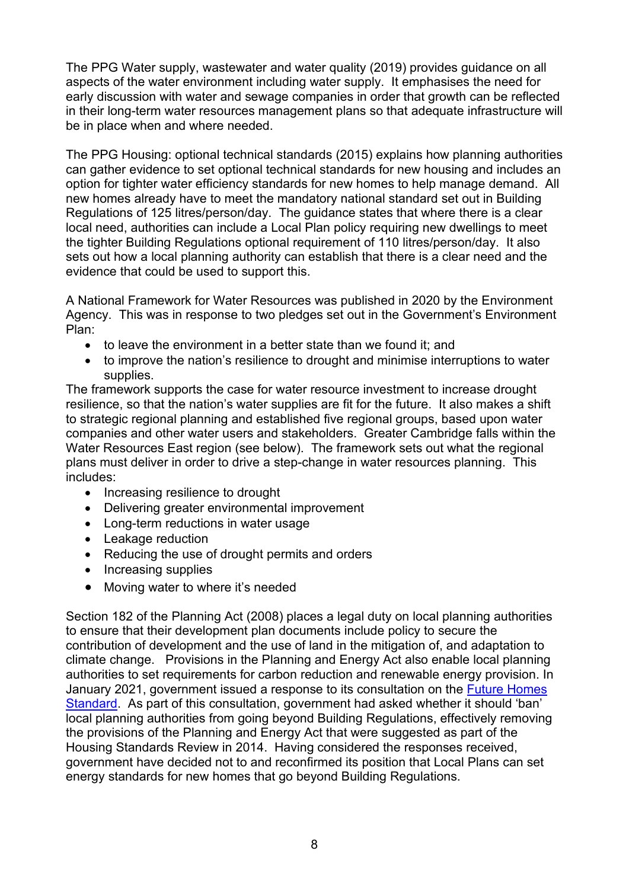The PPG Water supply, wastewater and water quality (2019) provides guidance on all aspects of the water environment including water supply. It emphasises the need for early discussion with water and sewage companies in order that growth can be reflected in their long-term water resources management plans so that adequate infrastructure will be in place when and where needed.

The PPG Housing: optional technical standards (2015) explains how planning authorities can gather evidence to set optional technical standards for new housing and includes an option for tighter water efficiency standards for new homes to help manage demand. All new homes already have to meet the mandatory national standard set out in Building Regulations of 125 litres/person/day. The guidance states that where there is a clear local need, authorities can include a Local Plan policy requiring new dwellings to meet the tighter Building Regulations optional requirement of 110 litres/person/day. It also sets out how a local planning authority can establish that there is a clear need and the evidence that could be used to support this.

A National Framework for Water Resources was published in 2020 by the Environment Agency. This was in response to two pledges set out in the Government's Environment Plan:

- to leave the environment in a better state than we found it; and
- to improve the nation's resilience to drought and minimise interruptions to water supplies.

The framework supports the case for water resource investment to increase drought resilience, so that the nation's water supplies are fit for the future. It also makes a shift to strategic regional planning and established five regional groups, based upon water companies and other water users and stakeholders. Greater Cambridge falls within the Water Resources East region (see below). The framework sets out what the regional plans must deliver in order to drive a step-change in water resources planning. This includes:

- Increasing resilience to drought
- Delivering greater environmental improvement
- Long-term reductions in water usage
- Leakage reduction
- Reducing the use of drought permits and orders
- Increasing supplies
- Moving water to where it's needed

Section 182 of the Planning Act (2008) places a legal duty on local planning authorities to ensure that their development plan documents include policy to secure the contribution of development and the use of land in the mitigation of, and adaptation to climate change. Provisions in the Planning and Energy Act also enable local planning authorities to set requirements for carbon reduction and renewable energy provision. In January 2021, government issued a response to its consultation on the Future Homes Standard. As part of this consultation, government had asked whether it should 'ban' local planning authorities from going beyond Building Regulations, effectively removing the provisions of the Planning and Energy Act that were suggested as part of the Housing Standards Review in 2014. Having considered the responses received, government have decided not to and reconfirmed its position that Local Plans can set energy standards for new homes that go beyond Building Regulations.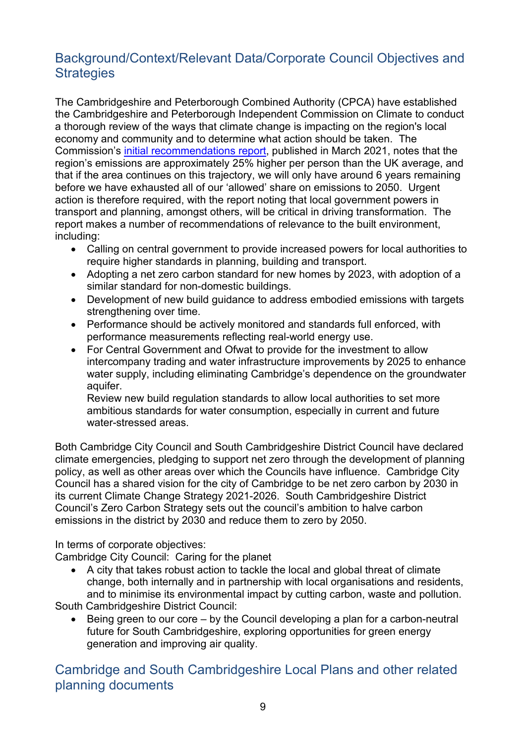## Background/Context/Relevant Data/Corporate Council Objectives and Strategies

The Cambridgeshire and Peterborough Combined Authority (CPCA) have established the Cambridgeshire and Peterborough Independent Commission on Climate to conduct a thorough review of the ways that climate change is impacting on the region's local economy and community and to determine what action should be taken. The Commission's initial recommendations report, published in March 2021, notes that the region's emissions are approximately 25% higher per person than the UK average, and that if the area continues on this trajectory, we will only have around 6 years remaining before we have exhausted all of our 'allowed' share on emissions to 2050. Urgent action is therefore required, with the report noting that local government powers in transport and planning, amongst others, will be critical in driving transformation. The report makes a number of recommendations of relevance to the built environment, including:

- Calling on central government to provide increased powers for local authorities to require higher standards in planning, building and transport.
- Adopting a net zero carbon standard for new homes by 2023, with adoption of a similar standard for non-domestic buildings.
- Development of new build guidance to address embodied emissions with targets strengthening over time.
- Performance should be actively monitored and standards full enforced, with performance measurements reflecting real-world energy use.
- For Central Government and Ofwat to provide for the investment to allow intercompany trading and water infrastructure improvements by 2025 to enhance water supply, including eliminating Cambridge's dependence on the groundwater aquifer.
  Review new build regulation standards to allow local authorities to set more ambitious standards for water consumption, especially in current and future water-stressed areas.

Both Cambridge City Council and South Cambridgeshire District Council have declared climate emergencies, pledging to support net zero through the development of planning policy, as well as other areas over which the Councils have influence. Cambridge City Council has a shared vision for the city of Cambridge to be net zero carbon by 2030 in its current Climate Change Strategy 2021-2026. South Cambridgeshire District Council's Zero Carbon Strategy sets out the council's ambition to halve carbon emissions in the district by 2030 and reduce them to zero by 2050.

In terms of corporate objectives:

Cambridge City Council: Caring for the planet

- A city that takes robust action to tackle the local and global threat of climate change, both internally and in partnership with local organisations and residents, and to minimise its environmental impact by cutting carbon, waste and pollution.

South Cambridgeshire District Council:

- Being green to our core – by the Council developing a plan for a carbon-neutral future for South Cambridgeshire, exploring opportunities for green energy generation and improving air quality.

## Cambridge and South Cambridgeshire Local Plans and other related planning documents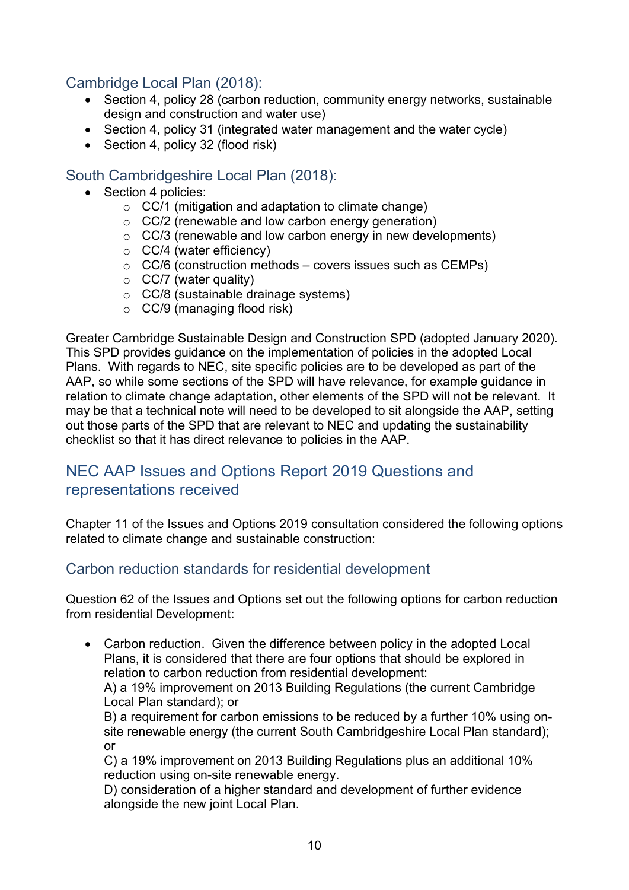### Cambridge Local Plan (2018):

- Section 4, policy 28 (carbon reduction, community energy networks, sustainable design and construction and water use)
- Section 4, policy 31 (integrated water management and the water cycle)
- Section 4, policy 32 (flood risk)

### South Cambridgeshire Local Plan (2018):

- Section 4 policies:
  - CC/1 (mitigation and adaptation to climate change)
  - CC/2 (renewable and low carbon energy generation)
  - CC/3 (renewable and low carbon energy in new developments)
  - CC/4 (water efficiency)
  - CC/6 (construction methods – covers issues such as CEMPs)
  - CC/7 (water quality)
  - CC/8 (sustainable drainage systems)
  - CC/9 (managing flood risk)

Greater Cambridge Sustainable Design and Construction SPD (adopted January 2020). This SPD provides guidance on the implementation of policies in the adopted Local Plans. With regards to NEC, site specific policies are to be developed as part of the AAP, so while some sections of the SPD will have relevance, for example guidance in relation to climate change adaptation, other elements of the SPD will not be relevant. It may be that a technical note will need to be developed to sit alongside the AAP, setting out those parts of the SPD that are relevant to NEC and updating the sustainability checklist so that it has direct relevance to policies in the AAP.

## NEC AAP Issues and Options Report 2019 Questions and representations received

Chapter 11 of the Issues and Options 2019 consultation considered the following options related to climate change and sustainable construction:

### Carbon reduction standards for residential development

Question 62 of the Issues and Options set out the following options for carbon reduction from residential Development:

- Carbon reduction. Given the difference between policy in the adopted Local Plans, it is considered that there are four options that should be explored in relation to carbon reduction from residential development:
  A) a 19% improvement on 2013 Building Regulations (the current Cambridge Local Plan standard); or
  B) a requirement for carbon emissions to be reduced by a further 10% using on-site renewable energy (the current South Cambridgeshire Local Plan standard); or
  C) a 19% improvement on 2013 Building Regulations plus an additional 10% reduction using on-site renewable energy.
  D) consideration of a higher standard and development of further evidence alongside the new joint Local Plan.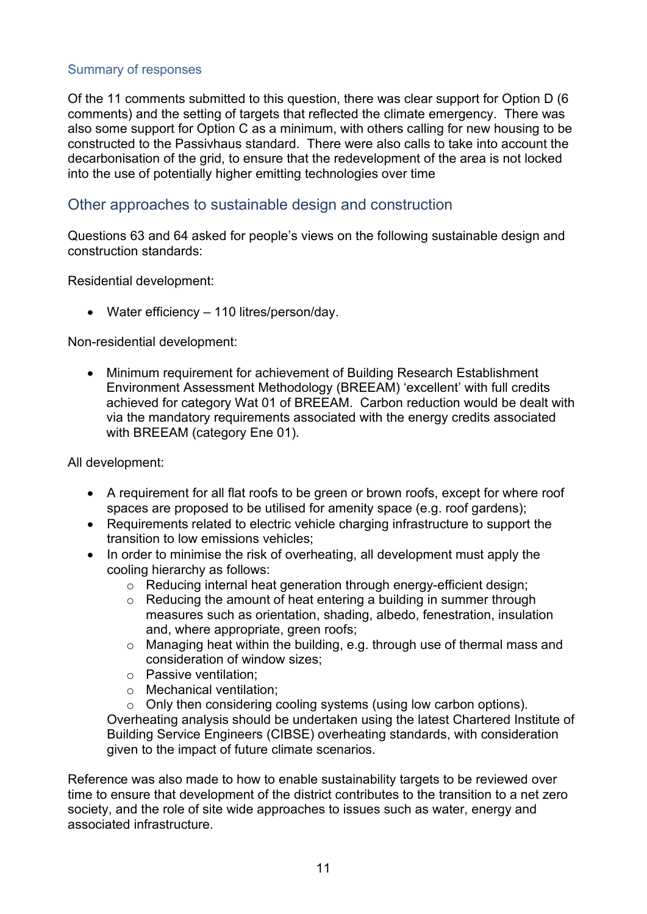### Summary of responses

Of the 11 comments submitted to this question, there was clear support for Option D (6 comments) and the setting of targets that reflected the climate emergency. There was also some support for Option C as a minimum, with others calling for new housing to be constructed to the Passivhaus standard. There were also calls to take into account the decarbonisation of the grid, to ensure that the redevelopment of the area is not locked into the use of potentially higher emitting technologies over time

## Other approaches to sustainable design and construction

Questions 63 and 64 asked for people's views on the following sustainable design and construction standards:

Residential development:

- Water efficiency – 110 litres/person/day.

Non-residential development:

- Minimum requirement for achievement of Building Research Establishment Environment Assessment Methodology (BREEAM) 'excellent' with full credits achieved for category Wat 01 of BREEAM. Carbon reduction would be dealt with via the mandatory requirements associated with the energy credits associated with BREEAM (category Ene 01).

All development:

- A requirement for all flat roofs to be green or brown roofs, except for where roof spaces are proposed to be utilised for amenity space (e.g. roof gardens);
- Requirements related to electric vehicle charging infrastructure to support the transition to low emissions vehicles;
- In order to minimise the risk of overheating, all development must apply the cooling hierarchy as follows:
    - Reducing internal heat generation through energy-efficient design;
    - Reducing the amount of heat entering a building in summer through measures such as orientation, shading, albedo, fenestration, insulation and, where appropriate, green roofs;
    - Managing heat within the building, e.g. through use of thermal mass and consideration of window sizes;
    - Passive ventilation;
    - Mechanical ventilation;
    - Only then considering cooling systems (using low carbon options).

  Overheating analysis should be undertaken using the latest Chartered Institute of Building Service Engineers (CIBSE) overheating standards, with consideration given to the impact of future climate scenarios.

Reference was also made to how to enable sustainability targets to be reviewed over time to ensure that development of the district contributes to the transition to a net zero society, and the role of site wide approaches to issues such as water, energy and associated infrastructure.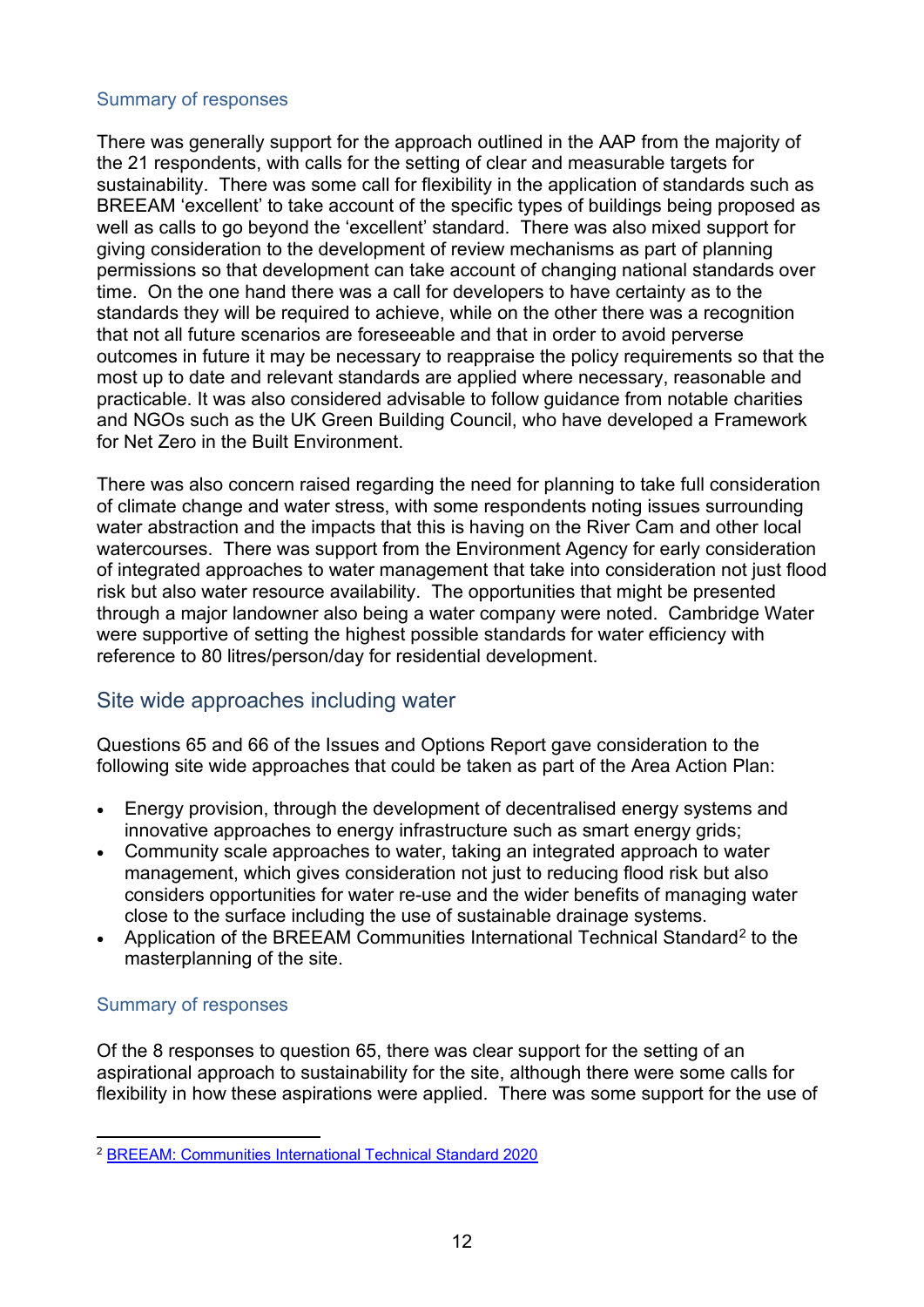### Summary of responses

There was generally support for the approach outlined in the AAP from the majority of the 21 respondents, with calls for the setting of clear and measurable targets for sustainability. There was some call for flexibility in the application of standards such as BREEAM 'excellent' to take account of the specific types of buildings being proposed as well as calls to go beyond the 'excellent' standard. There was also mixed support for giving consideration to the development of review mechanisms as part of planning permissions so that development can take account of changing national standards over time. On the one hand there was a call for developers to have certainty as to the standards they will be required to achieve, while on the other there was a recognition that not all future scenarios are foreseeable and that in order to avoid perverse outcomes in future it may be necessary to reappraise the policy requirements so that the most up to date and relevant standards are applied where necessary, reasonable and practicable. It was also considered advisable to follow guidance from notable charities and NGOs such as the UK Green Building Council, who have developed a Framework for Net Zero in the Built Environment.

There was also concern raised regarding the need for planning to take full consideration of climate change and water stress, with some respondents noting issues surrounding water abstraction and the impacts that this is having on the River Cam and other local watercourses. There was support from the Environment Agency for early consideration of integrated approaches to water management that take into consideration not just flood risk but also water resource availability. The opportunities that might be presented through a major landowner also being a water company were noted. Cambridge Water were supportive of setting the highest possible standards for water efficiency with reference to 80 litres/person/day for residential development.

## Site wide approaches including water

Questions 65 and 66 of the Issues and Options Report gave consideration to the following site wide approaches that could be taken as part of the Area Action Plan:

- Energy provision, through the development of decentralised energy systems and innovative approaches to energy infrastructure such as smart energy grids;
- Community scale approaches to water, taking an integrated approach to water management, which gives consideration not just to reducing flood risk but also considers opportunities for water re-use and the wider benefits of managing water close to the surface including the use of sustainable drainage systems.
- Application of the BREEAM Communities International Technical Standard[2] to the masterplanning of the site.

### Summary of responses

Of the 8 responses to question 65, there was clear support for the setting of an aspirational approach to sustainability for the site, although there were some calls for flexibility in how these aspirations were applied. There was some support for the use of

---

[2] BREEAM: Communities International Technical Standard 2020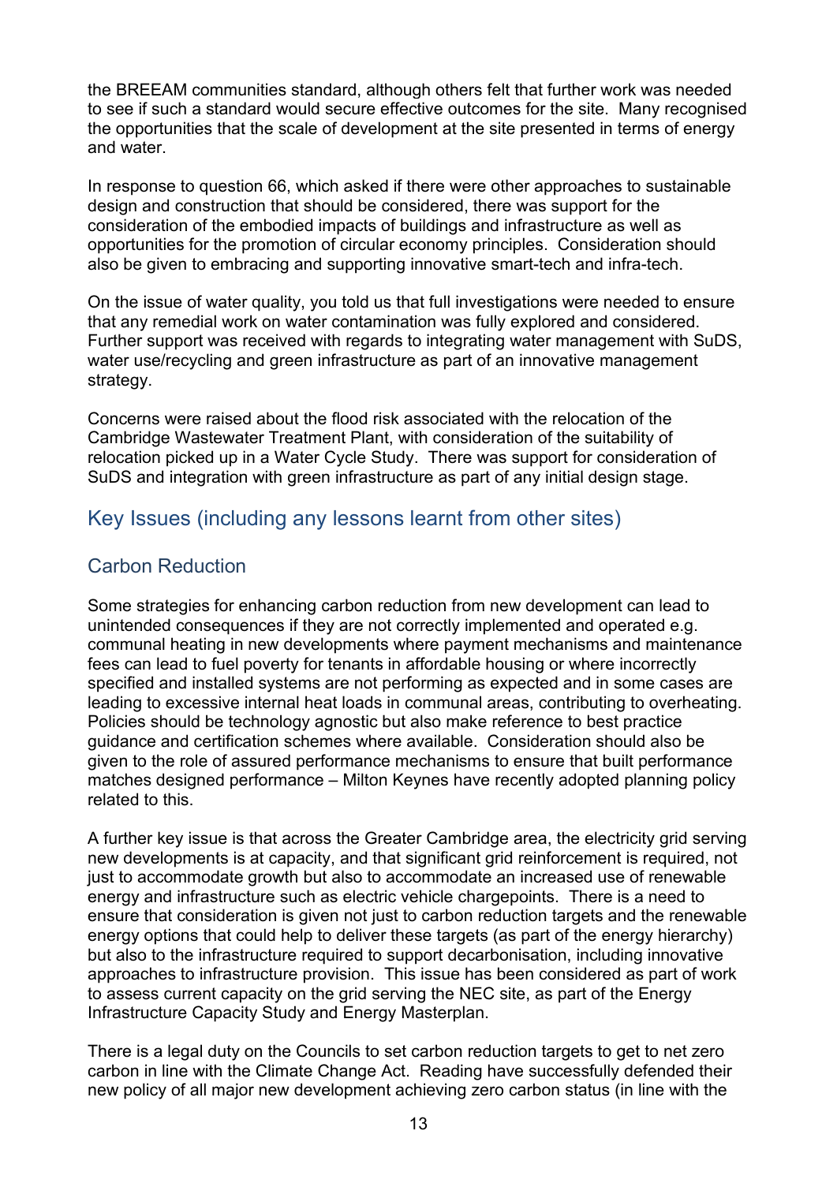the BREEAM communities standard, although others felt that further work was needed to see if such a standard would secure effective outcomes for the site. Many recognised the opportunities that the scale of development at the site presented in terms of energy and water.

In response to question 66, which asked if there were other approaches to sustainable design and construction that should be considered, there was support for the consideration of the embodied impacts of buildings and infrastructure as well as opportunities for the promotion of circular economy principles. Consideration should also be given to embracing and supporting innovative smart-tech and infra-tech.

On the issue of water quality, you told us that full investigations were needed to ensure that any remedial work on water contamination was fully explored and considered. Further support was received with regards to integrating water management with SuDS, water use/recycling and green infrastructure as part of an innovative management strategy.

Concerns were raised about the flood risk associated with the relocation of the Cambridge Wastewater Treatment Plant, with consideration of the suitability of relocation picked up in a Water Cycle Study. There was support for consideration of SuDS and integration with green infrastructure as part of any initial design stage.

## Key Issues (including any lessons learnt from other sites)

### Carbon Reduction

Some strategies for enhancing carbon reduction from new development can lead to unintended consequences if they are not correctly implemented and operated e.g. communal heating in new developments where payment mechanisms and maintenance fees can lead to fuel poverty for tenants in affordable housing or where incorrectly specified and installed systems are not performing as expected and in some cases are leading to excessive internal heat loads in communal areas, contributing to overheating. Policies should be technology agnostic but also make reference to best practice guidance and certification schemes where available. Consideration should also be given to the role of assured performance mechanisms to ensure that built performance matches designed performance – Milton Keynes have recently adopted planning policy related to this.

A further key issue is that across the Greater Cambridge area, the electricity grid serving new developments is at capacity, and that significant grid reinforcement is required, not just to accommodate growth but also to accommodate an increased use of renewable energy and infrastructure such as electric vehicle chargepoints. There is a need to ensure that consideration is given not just to carbon reduction targets and the renewable energy options that could help to deliver these targets (as part of the energy hierarchy) but also to the infrastructure required to support decarbonisation, including innovative approaches to infrastructure provision. This issue has been considered as part of work to assess current capacity on the grid serving the NEC site, as part of the Energy Infrastructure Capacity Study and Energy Masterplan.

There is a legal duty on the Councils to set carbon reduction targets to get to net zero carbon in line with the Climate Change Act. Reading have successfully defended their new policy of all major new development achieving zero carbon status (in line with the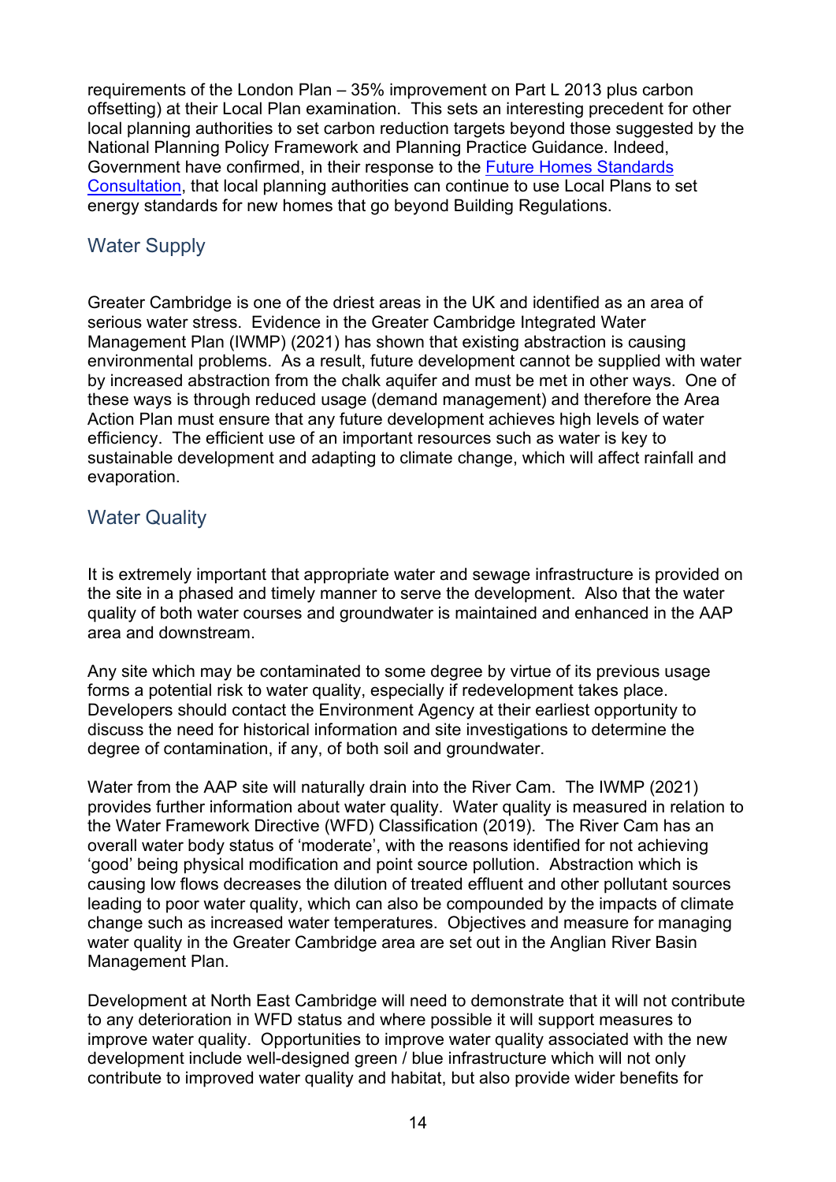requirements of the London Plan – 35% improvement on Part L 2013 plus carbon offsetting) at their Local Plan examination. This sets an interesting precedent for other local planning authorities to set carbon reduction targets beyond those suggested by the National Planning Policy Framework and Planning Practice Guidance. Indeed, Government have confirmed, in their response to the Future Homes Standards Consultation, that local planning authorities can continue to use Local Plans to set energy standards for new homes that go beyond Building Regulations.

## Water Supply

Greater Cambridge is one of the driest areas in the UK and identified as an area of serious water stress. Evidence in the Greater Cambridge Integrated Water Management Plan (IWMP) (2021) has shown that existing abstraction is causing environmental problems. As a result, future development cannot be supplied with water by increased abstraction from the chalk aquifer and must be met in other ways. One of these ways is through reduced usage (demand management) and therefore the Area Action Plan must ensure that any future development achieves high levels of water efficiency. The efficient use of an important resources such as water is key to sustainable development and adapting to climate change, which will affect rainfall and evaporation.

## Water Quality

It is extremely important that appropriate water and sewage infrastructure is provided on the site in a phased and timely manner to serve the development. Also that the water quality of both water courses and groundwater is maintained and enhanced in the AAP area and downstream.

Any site which may be contaminated to some degree by virtue of its previous usage forms a potential risk to water quality, especially if redevelopment takes place. Developers should contact the Environment Agency at their earliest opportunity to discuss the need for historical information and site investigations to determine the degree of contamination, if any, of both soil and groundwater.

Water from the AAP site will naturally drain into the River Cam. The IWMP (2021) provides further information about water quality. Water quality is measured in relation to the Water Framework Directive (WFD) Classification (2019). The River Cam has an overall water body status of 'moderate', with the reasons identified for not achieving 'good' being physical modification and point source pollution. Abstraction which is causing low flows decreases the dilution of treated effluent and other pollutant sources leading to poor water quality, which can also be compounded by the impacts of climate change such as increased water temperatures. Objectives and measure for managing water quality in the Greater Cambridge area are set out in the Anglian River Basin Management Plan.

Development at North East Cambridge will need to demonstrate that it will not contribute to any deterioration in WFD status and where possible it will support measures to improve water quality. Opportunities to improve water quality associated with the new development include well-designed green / blue infrastructure which will not only contribute to improved water quality and habitat, but also provide wider benefits for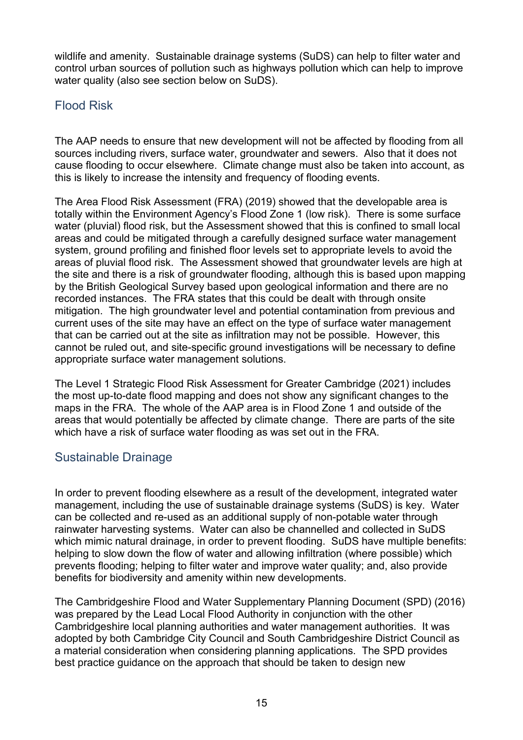wildlife and amenity. Sustainable drainage systems (SuDS) can help to filter water and control urban sources of pollution such as highways pollution which can help to improve water quality (also see section below on SuDS).

## Flood Risk

The AAP needs to ensure that new development will not be affected by flooding from all sources including rivers, surface water, groundwater and sewers. Also that it does not cause flooding to occur elsewhere. Climate change must also be taken into account, as this is likely to increase the intensity and frequency of flooding events.

The Area Flood Risk Assessment (FRA) (2019) showed that the developable area is totally within the Environment Agency's Flood Zone 1 (low risk). There is some surface water (pluvial) flood risk, but the Assessment showed that this is confined to small local areas and could be mitigated through a carefully designed surface water management system, ground profiling and finished floor levels set to appropriate levels to avoid the areas of pluvial flood risk. The Assessment showed that groundwater levels are high at the site and there is a risk of groundwater flooding, although this is based upon mapping by the British Geological Survey based upon geological information and there are no recorded instances. The FRA states that this could be dealt with through onsite mitigation. The high groundwater level and potential contamination from previous and current uses of the site may have an effect on the type of surface water management that can be carried out at the site as infiltration may not be possible. However, this cannot be ruled out, and site-specific ground investigations will be necessary to define appropriate surface water management solutions.

The Level 1 Strategic Flood Risk Assessment for Greater Cambridge (2021) includes the most up-to-date flood mapping and does not show any significant changes to the maps in the FRA. The whole of the AAP area is in Flood Zone 1 and outside of the areas that would potentially be affected by climate change. There are parts of the site which have a risk of surface water flooding as was set out in the FRA.

## Sustainable Drainage

In order to prevent flooding elsewhere as a result of the development, integrated water management, including the use of sustainable drainage systems (SuDS) is key. Water can be collected and re-used as an additional supply of non-potable water through rainwater harvesting systems. Water can also be channelled and collected in SuDS which mimic natural drainage, in order to prevent flooding. SuDS have multiple benefits: helping to slow down the flow of water and allowing infiltration (where possible) which prevents flooding; helping to filter water and improve water quality; and, also provide benefits for biodiversity and amenity within new developments.

The Cambridgeshire Flood and Water Supplementary Planning Document (SPD) (2016) was prepared by the Lead Local Flood Authority in conjunction with the other Cambridgeshire local planning authorities and water management authorities. It was adopted by both Cambridge City Council and South Cambridgeshire District Council as a material consideration when considering planning applications. The SPD provides best practice guidance on the approach that should be taken to design new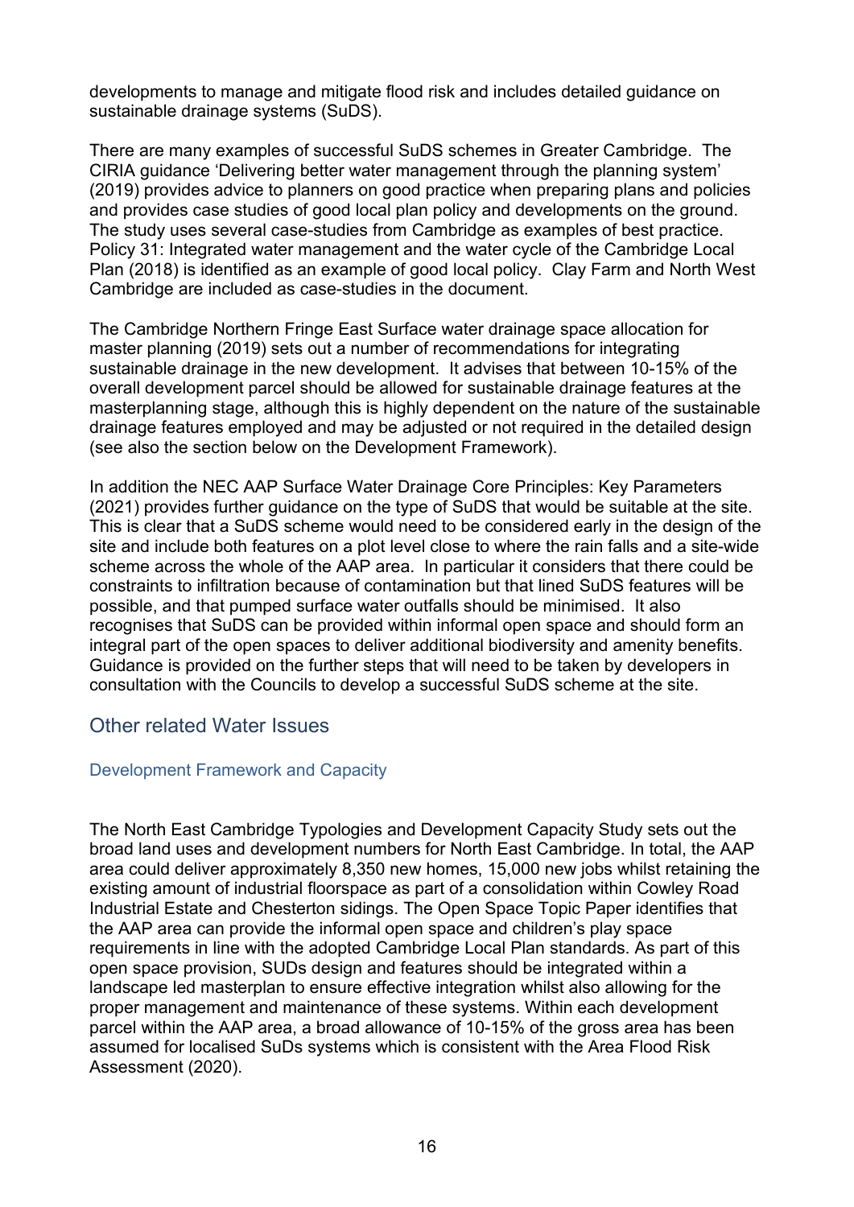developments to manage and mitigate flood risk and includes detailed guidance on sustainable drainage systems (SuDS).

There are many examples of successful SuDS schemes in Greater Cambridge. The CIRIA guidance 'Delivering better water management through the planning system' (2019) provides advice to planners on good practice when preparing plans and policies and provides case studies of good local plan policy and developments on the ground. The study uses several case-studies from Cambridge as examples of best practice. Policy 31: Integrated water management and the water cycle of the Cambridge Local Plan (2018) is identified as an example of good local policy. Clay Farm and North West Cambridge are included as case-studies in the document.

The Cambridge Northern Fringe East Surface water drainage space allocation for master planning (2019) sets out a number of recommendations for integrating sustainable drainage in the new development. It advises that between 10-15% of the overall development parcel should be allowed for sustainable drainage features at the masterplanning stage, although this is highly dependent on the nature of the sustainable drainage features employed and may be adjusted or not required in the detailed design (see also the section below on the Development Framework).

In addition the NEC AAP Surface Water Drainage Core Principles: Key Parameters (2021) provides further guidance on the type of SuDS that would be suitable at the site. This is clear that a SuDS scheme would need to be considered early in the design of the site and include both features on a plot level close to where the rain falls and a site-wide scheme across the whole of the AAP area. In particular it considers that there could be constraints to infiltration because of contamination but that lined SuDS features will be possible, and that pumped surface water outfalls should be minimised. It also recognises that SuDS can be provided within informal open space and should form an integral part of the open spaces to deliver additional biodiversity and amenity benefits. Guidance is provided on the further steps that will need to be taken by developers in consultation with the Councils to develop a successful SuDS scheme at the site.

## Other related Water Issues

### Development Framework and Capacity

The North East Cambridge Typologies and Development Capacity Study sets out the broad land uses and development numbers for North East Cambridge. In total, the AAP area could deliver approximately 8,350 new homes, 15,000 new jobs whilst retaining the existing amount of industrial floorspace as part of a consolidation within Cowley Road Industrial Estate and Chesterton sidings. The Open Space Topic Paper identifies that the AAP area can provide the informal open space and children's play space requirements in line with the adopted Cambridge Local Plan standards. As part of this open space provision, SUDs design and features should be integrated within a landscape led masterplan to ensure effective integration whilst also allowing for the proper management and maintenance of these systems. Within each development parcel within the AAP area, a broad allowance of 10-15% of the gross area has been assumed for localised SuDs systems which is consistent with the Area Flood Risk Assessment (2020).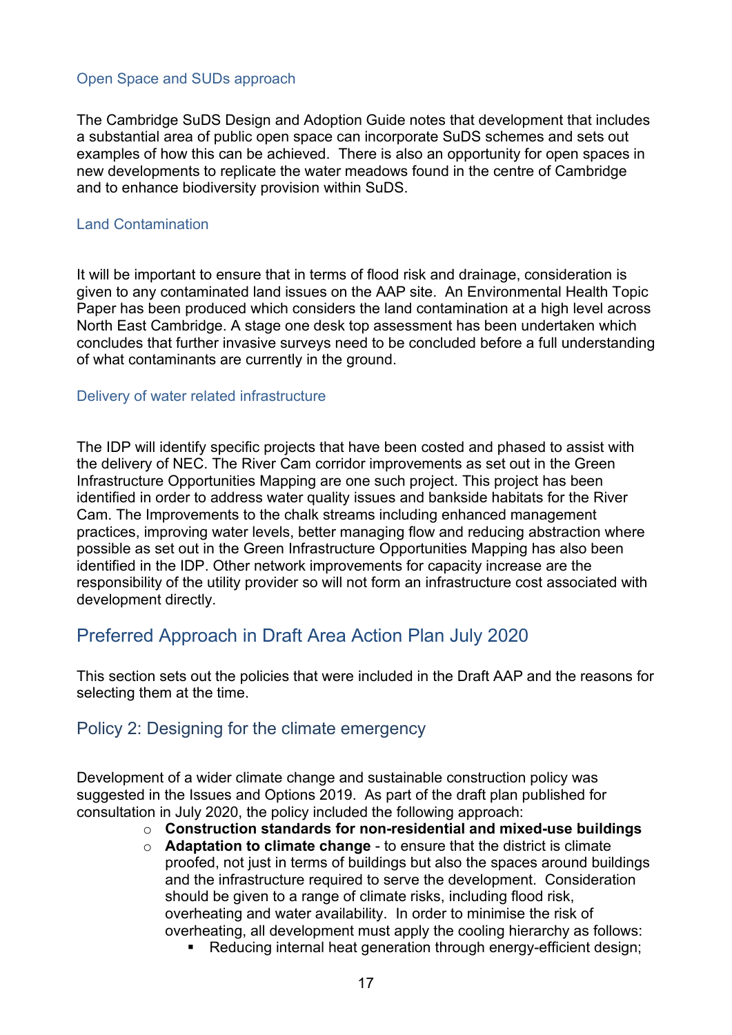### Open Space and SUDs approach

The Cambridge SuDS Design and Adoption Guide notes that development that includes a substantial area of public open space can incorporate SuDS schemes and sets out examples of how this can be achieved. There is also an opportunity for open spaces in new developments to replicate the water meadows found in the centre of Cambridge and to enhance biodiversity provision within SuDS.

### Land Contamination

It will be important to ensure that in terms of flood risk and drainage, consideration is given to any contaminated land issues on the AAP site. An Environmental Health Topic Paper has been produced which considers the land contamination at a high level across North East Cambridge. A stage one desk top assessment has been undertaken which concludes that further invasive surveys need to be concluded before a full understanding of what contaminants are currently in the ground.

### Delivery of water related infrastructure

The IDP will identify specific projects that have been costed and phased to assist with the delivery of NEC. The River Cam corridor improvements as set out in the Green Infrastructure Opportunities Mapping are one such project. This project has been identified in order to address water quality issues and bankside habitats for the River Cam. The Improvements to the chalk streams including enhanced management practices, improving water levels, better managing flow and reducing abstraction where possible as set out in the Green Infrastructure Opportunities Mapping has also been identified in the IDP. Other network improvements for capacity increase are the responsibility of the utility provider so will not form an infrastructure cost associated with development directly.

## Preferred Approach in Draft Area Action Plan July 2020

This section sets out the policies that were included in the Draft AAP and the reasons for selecting them at the time.

### Policy 2: Designing for the climate emergency

Development of a wider climate change and sustainable construction policy was suggested in the Issues and Options 2019. As part of the draft plan published for consultation in July 2020, the policy included the following approach:

- **Construction standards for non-residential and mixed-use buildings**
- **Adaptation to climate change** - to ensure that the district is climate proofed, not just in terms of buildings but also the spaces around buildings and the infrastructure required to serve the development. Consideration should be given to a range of climate risks, including flood risk, overheating and water availability. In order to minimise the risk of overheating, all development must apply the cooling hierarchy as follows:
  - Reducing internal heat generation through energy-efficient design;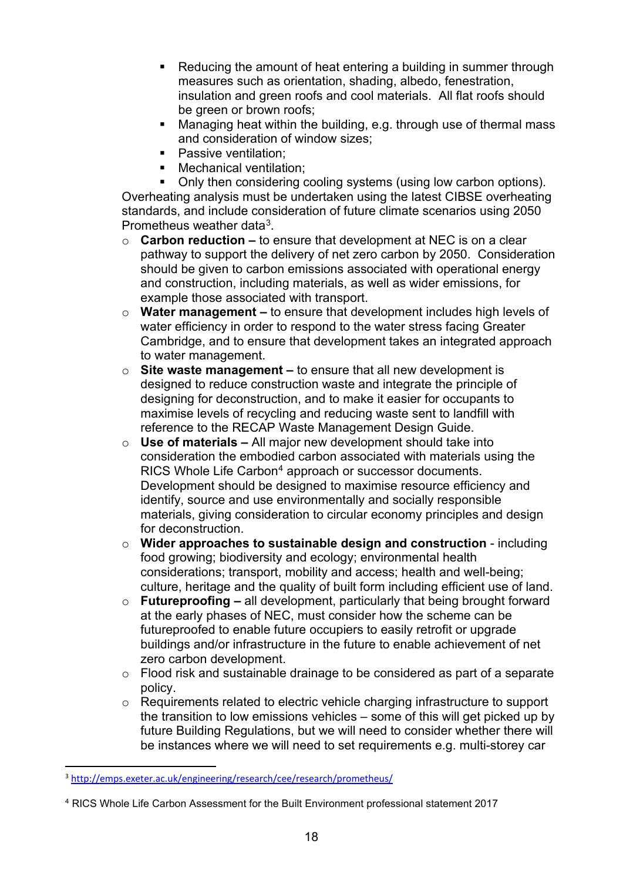- Reducing the amount of heat entering a building in summer through measures such as orientation, shading, albedo, fenestration, insulation and green roofs and cool materials. All flat roofs should be green or brown roofs;
- Managing heat within the building, e.g. through use of thermal mass and consideration of window sizes;
- Passive ventilation;
- Mechanical ventilation;
- Only then considering cooling systems (using low carbon options).

Overheating analysis must be undertaken using the latest CIBSE overheating standards, and include consideration of future climate scenarios using 2050 Prometheus weather data[3].

- **Carbon reduction –** to ensure that development at NEC is on a clear pathway to support the delivery of net zero carbon by 2050. Consideration should be given to carbon emissions associated with operational energy and construction, including materials, as well as wider emissions, for example those associated with transport.
- **Water management –** to ensure that development includes high levels of water efficiency in order to respond to the water stress facing Greater Cambridge, and to ensure that development takes an integrated approach to water management.
- **Site waste management –** to ensure that all new development is designed to reduce construction waste and integrate the principle of designing for deconstruction, and to make it easier for occupants to maximise levels of recycling and reducing waste sent to landfill with reference to the RECAP Waste Management Design Guide.
- **Use of materials –** All major new development should take into consideration the embodied carbon associated with materials using the RICS Whole Life Carbon[4] approach or successor documents. Development should be designed to maximise resource efficiency and identify, source and use environmentally and socially responsible materials, giving consideration to circular economy principles and design for deconstruction.
- **Wider approaches to sustainable design and construction** - including food growing; biodiversity and ecology; environmental health considerations; transport, mobility and access; health and well-being; culture, heritage and the quality of built form including efficient use of land.
- **Futureproofing –** all development, particularly that being brought forward at the early phases of NEC, must consider how the scheme can be futureproofed to enable future occupiers to easily retrofit or upgrade buildings and/or infrastructure in the future to enable achievement of net zero carbon development.
- Flood risk and sustainable drainage to be considered as part of a separate policy.
- Requirements related to electric vehicle charging infrastructure to support the transition to low emissions vehicles – some of this will get picked up by future Building Regulations, but we will need to consider whether there will be instances where we will need to set requirements e.g. multi-storey car

---

[3] http://emps.exeter.ac.uk/engineering/research/cee/research/prometheus/

[4] RICS Whole Life Carbon Assessment for the Built Environment professional statement 2017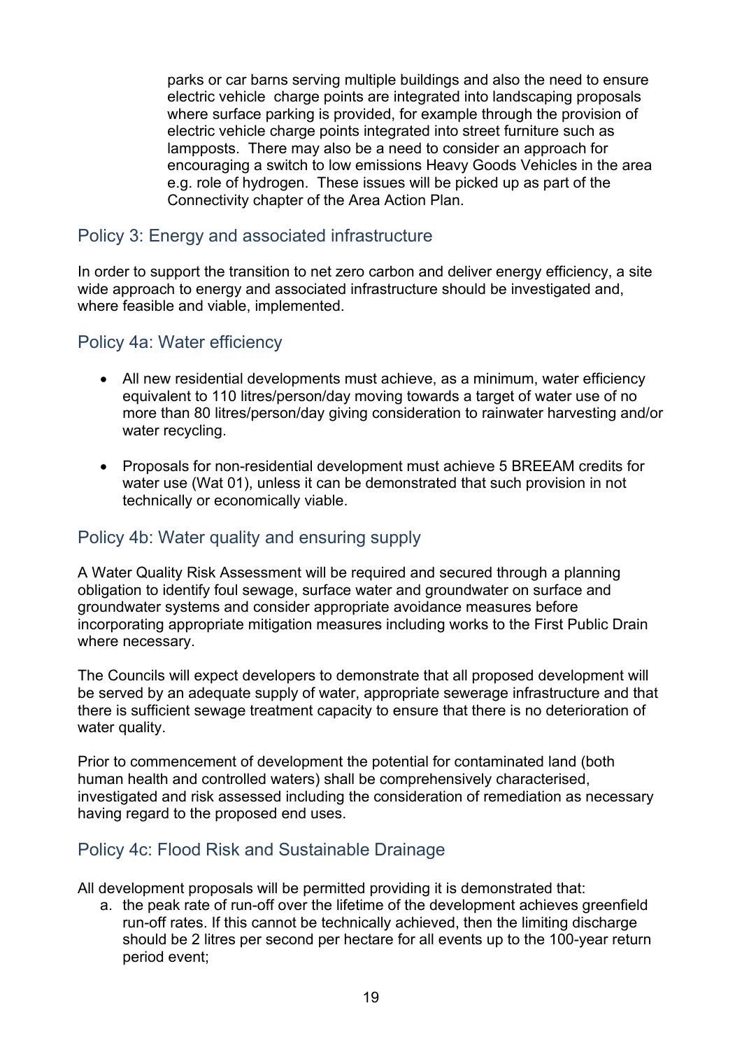parks or car barns serving multiple buildings and also the need to ensure electric vehicle charge points are integrated into landscaping proposals where surface parking is provided, for example through the provision of electric vehicle charge points integrated into street furniture such as lampposts. There may also be a need to consider an approach for encouraging a switch to low emissions Heavy Goods Vehicles in the area e.g. role of hydrogen. These issues will be picked up as part of the Connectivity chapter of the Area Action Plan.

## Policy 3: Energy and associated infrastructure

In order to support the transition to net zero carbon and deliver energy efficiency, a site wide approach to energy and associated infrastructure should be investigated and, where feasible and viable, implemented.

## Policy 4a: Water efficiency

- All new residential developments must achieve, as a minimum, water efficiency equivalent to 110 litres/person/day moving towards a target of water use of no more than 80 litres/person/day giving consideration to rainwater harvesting and/or water recycling.
- Proposals for non-residential development must achieve 5 BREEAM credits for water use (Wat 01), unless it can be demonstrated that such provision in not technically or economically viable.

## Policy 4b: Water quality and ensuring supply

A Water Quality Risk Assessment will be required and secured through a planning obligation to identify foul sewage, surface water and groundwater on surface and groundwater systems and consider appropriate avoidance measures before incorporating appropriate mitigation measures including works to the First Public Drain where necessary.

The Councils will expect developers to demonstrate that all proposed development will be served by an adequate supply of water, appropriate sewerage infrastructure and that there is sufficient sewage treatment capacity to ensure that there is no deterioration of water quality.

Prior to commencement of development the potential for contaminated land (both human health and controlled waters) shall be comprehensively characterised, investigated and risk assessed including the consideration of remediation as necessary having regard to the proposed end uses.

## Policy 4c: Flood Risk and Sustainable Drainage

All development proposals will be permitted providing it is demonstrated that:

a. the peak rate of run-off over the lifetime of the development achieves greenfield run-off rates. If this cannot be technically achieved, then the limiting discharge should be 2 litres per second per hectare for all events up to the 100-year return period event;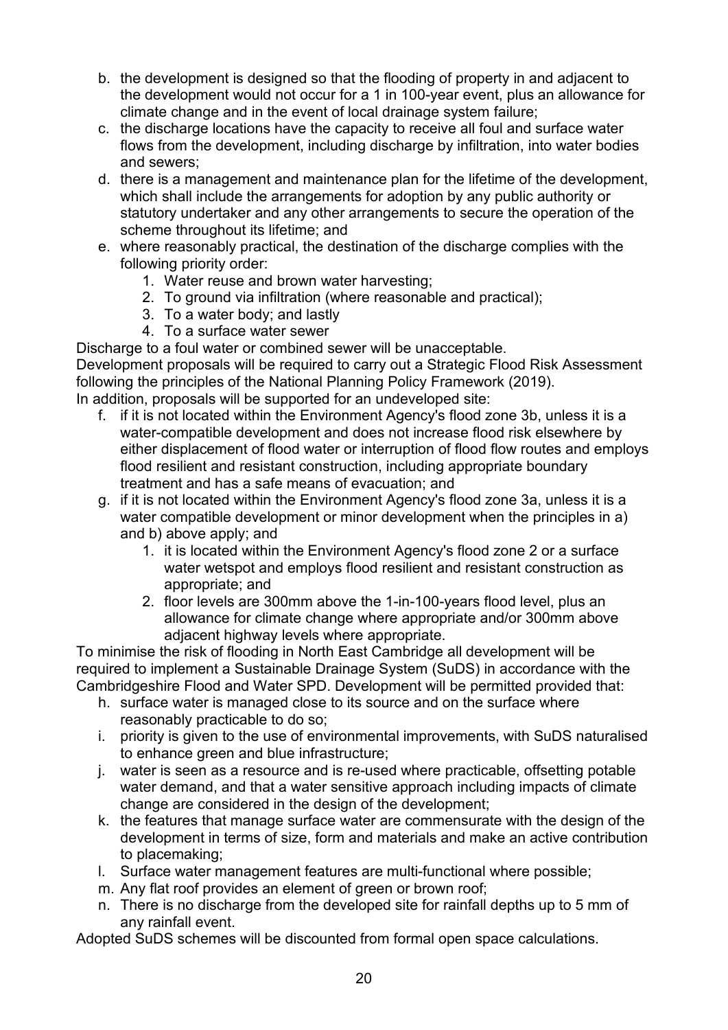b. the development is designed so that the flooding of property in and adjacent to the development would not occur for a 1 in 100-year event, plus an allowance for climate change and in the event of local drainage system failure;
c. the discharge locations have the capacity to receive all foul and surface water flows from the development, including discharge by infiltration, into water bodies and sewers;
d. there is a management and maintenance plan for the lifetime of the development, which shall include the arrangements for adoption by any public authority or statutory undertaker and any other arrangements to secure the operation of the scheme throughout its lifetime; and
e. where reasonably practical, the destination of the discharge complies with the following priority order:
    1. Water reuse and brown water harvesting;
    2. To ground via infiltration (where reasonable and practical);
    3. To a water body; and lastly
    4. To a surface water sewer

Discharge to a foul water or combined sewer will be unacceptable.

Development proposals will be required to carry out a Strategic Flood Risk Assessment following the principles of the National Planning Policy Framework (2019).

In addition, proposals will be supported for an undeveloped site:

f. if it is not located within the Environment Agency's flood zone 3b, unless it is a water-compatible development and does not increase flood risk elsewhere by either displacement of flood water or interruption of flood flow routes and employs flood resilient and resistant construction, including appropriate boundary treatment and has a safe means of evacuation; and
g. if it is not located within the Environment Agency's flood zone 3a, unless it is a water compatible development or minor development when the principles in a) and b) above apply; and
    1. it is located within the Environment Agency's flood zone 2 or a surface water wetspot and employs flood resilient and resistant construction as appropriate; and
    2. floor levels are 300mm above the 1-in-100-years flood level, plus an allowance for climate change where appropriate and/or 300mm above adjacent highway levels where appropriate.

To minimise the risk of flooding in North East Cambridge all development will be required to implement a Sustainable Drainage System (SuDS) in accordance with the Cambridgeshire Flood and Water SPD. Development will be permitted provided that:

h. surface water is managed close to its source and on the surface where reasonably practicable to do so;
i. priority is given to the use of environmental improvements, with SuDS naturalised to enhance green and blue infrastructure;
j. water is seen as a resource and is re-used where practicable, offsetting potable water demand, and that a water sensitive approach including impacts of climate change are considered in the design of the development;
k. the features that manage surface water are commensurate with the design of the development in terms of size, form and materials and make an active contribution to placemaking;
l. Surface water management features are multi-functional where possible;
m. Any flat roof provides an element of green or brown roof;
n. There is no discharge from the developed site for rainfall depths up to 5 mm of any rainfall event.

Adopted SuDS schemes will be discounted from formal open space calculations.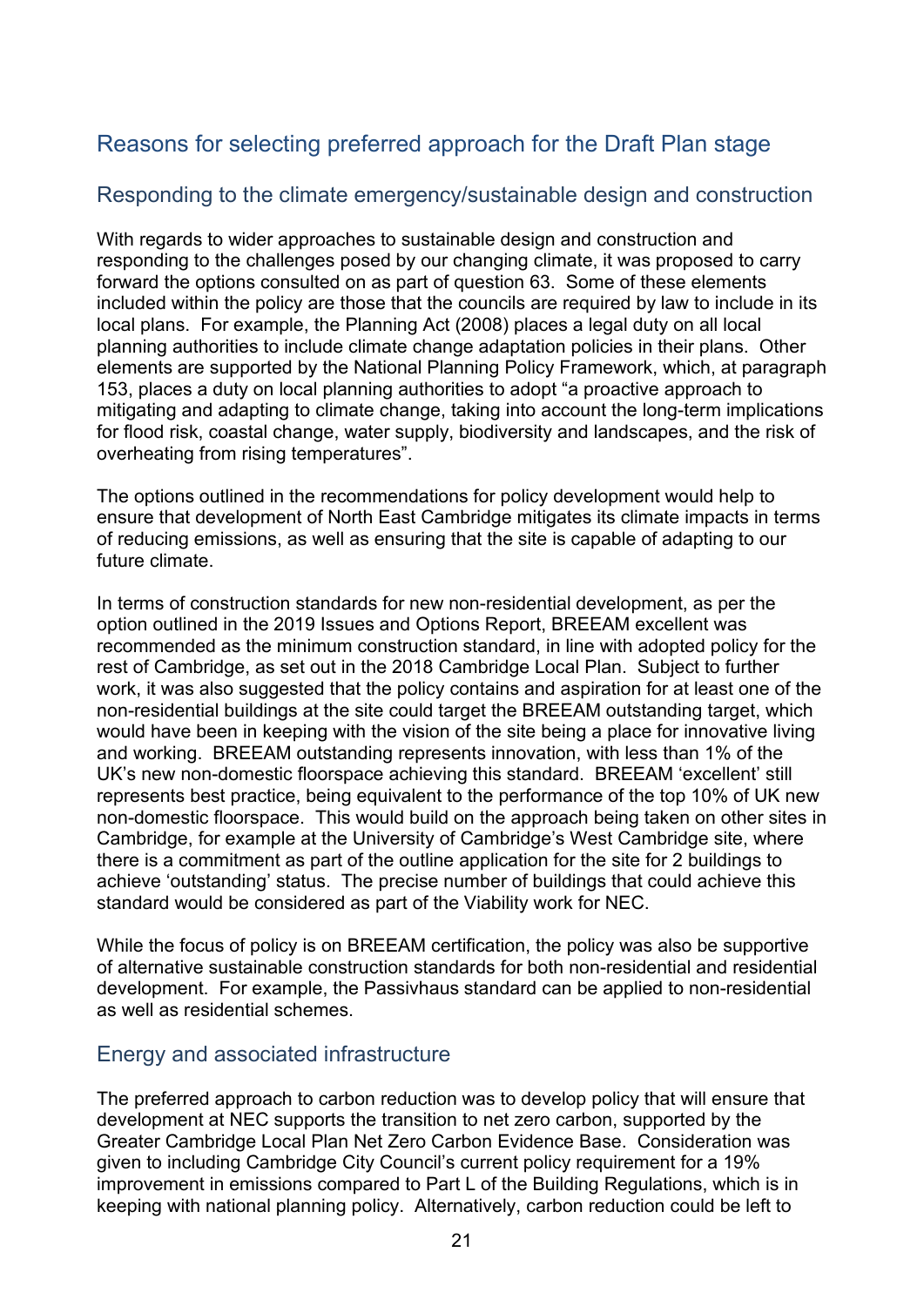## Reasons for selecting preferred approach for the Draft Plan stage

### Responding to the climate emergency/sustainable design and construction

With regards to wider approaches to sustainable design and construction and responding to the challenges posed by our changing climate, it was proposed to carry forward the options consulted on as part of question 63. Some of these elements included within the policy are those that the councils are required by law to include in its local plans. For example, the Planning Act (2008) places a legal duty on all local planning authorities to include climate change adaptation policies in their plans. Other elements are supported by the National Planning Policy Framework, which, at paragraph 153, places a duty on local planning authorities to adopt "a proactive approach to mitigating and adapting to climate change, taking into account the long-term implications for flood risk, coastal change, water supply, biodiversity and landscapes, and the risk of overheating from rising temperatures".

The options outlined in the recommendations for policy development would help to ensure that development of North East Cambridge mitigates its climate impacts in terms of reducing emissions, as well as ensuring that the site is capable of adapting to our future climate.

In terms of construction standards for new non-residential development, as per the option outlined in the 2019 Issues and Options Report, BREEAM excellent was recommended as the minimum construction standard, in line with adopted policy for the rest of Cambridge, as set out in the 2018 Cambridge Local Plan. Subject to further work, it was also suggested that the policy contains and aspiration for at least one of the non-residential buildings at the site could target the BREEAM outstanding target, which would have been in keeping with the vision of the site being a place for innovative living and working. BREEAM outstanding represents innovation, with less than 1% of the UK's new non-domestic floorspace achieving this standard. BREEAM 'excellent' still represents best practice, being equivalent to the performance of the top 10% of UK new non-domestic floorspace. This would build on the approach being taken on other sites in Cambridge, for example at the University of Cambridge's West Cambridge site, where there is a commitment as part of the outline application for the site for 2 buildings to achieve 'outstanding' status. The precise number of buildings that could achieve this standard would be considered as part of the Viability work for NEC.

While the focus of policy is on BREEAM certification, the policy was also be supportive of alternative sustainable construction standards for both non-residential and residential development. For example, the Passivhaus standard can be applied to non-residential as well as residential schemes.

### Energy and associated infrastructure

The preferred approach to carbon reduction was to develop policy that will ensure that development at NEC supports the transition to net zero carbon, supported by the Greater Cambridge Local Plan Net Zero Carbon Evidence Base. Consideration was given to including Cambridge City Council's current policy requirement for a 19% improvement in emissions compared to Part L of the Building Regulations, which is in keeping with national planning policy. Alternatively, carbon reduction could be left to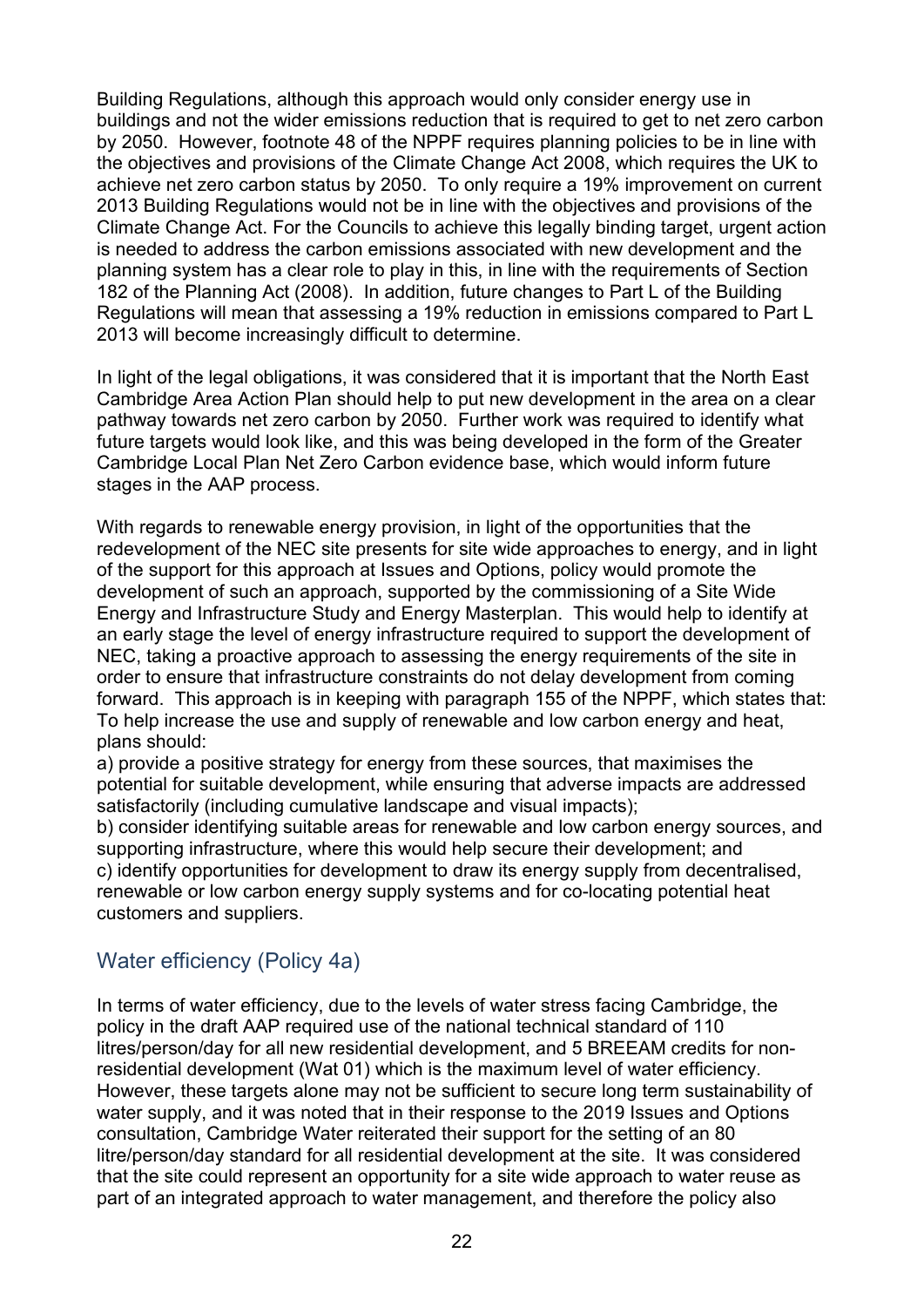Building Regulations, although this approach would only consider energy use in buildings and not the wider emissions reduction that is required to get to net zero carbon by 2050. However, footnote 48 of the NPPF requires planning policies to be in line with the objectives and provisions of the Climate Change Act 2008, which requires the UK to achieve net zero carbon status by 2050. To only require a 19% improvement on current 2013 Building Regulations would not be in line with the objectives and provisions of the Climate Change Act. For the Councils to achieve this legally binding target, urgent action is needed to address the carbon emissions associated with new development and the planning system has a clear role to play in this, in line with the requirements of Section 182 of the Planning Act (2008). In addition, future changes to Part L of the Building Regulations will mean that assessing a 19% reduction in emissions compared to Part L 2013 will become increasingly difficult to determine.

In light of the legal obligations, it was considered that it is important that the North East Cambridge Area Action Plan should help to put new development in the area on a clear pathway towards net zero carbon by 2050. Further work was required to identify what future targets would look like, and this was being developed in the form of the Greater Cambridge Local Plan Net Zero Carbon evidence base, which would inform future stages in the AAP process.

With regards to renewable energy provision, in light of the opportunities that the redevelopment of the NEC site presents for site wide approaches to energy, and in light of the support for this approach at Issues and Options, policy would promote the development of such an approach, supported by the commissioning of a Site Wide Energy and Infrastructure Study and Energy Masterplan. This would help to identify at an early stage the level of energy infrastructure required to support the development of NEC, taking a proactive approach to assessing the energy requirements of the site in order to ensure that infrastructure constraints do not delay development from coming forward. This approach is in keeping with paragraph 155 of the NPPF, which states that:
To help increase the use and supply of renewable and low carbon energy and heat, plans should:
a) provide a positive strategy for energy from these sources, that maximises the potential for suitable development, while ensuring that adverse impacts are addressed satisfactorily (including cumulative landscape and visual impacts);
b) consider identifying suitable areas for renewable and low carbon energy sources, and supporting infrastructure, where this would help secure their development; and
c) identify opportunities for development to draw its energy supply from decentralised, renewable or low carbon energy supply systems and for co-locating potential heat customers and suppliers.

## Water efficiency (Policy 4a)

In terms of water efficiency, due to the levels of water stress facing Cambridge, the policy in the draft AAP required use of the national technical standard of 110 litres/person/day for all new residential development, and 5 BREEAM credits for non-residential development (Wat 01) which is the maximum level of water efficiency. However, these targets alone may not be sufficient to secure long term sustainability of water supply, and it was noted that in their response to the 2019 Issues and Options consultation, Cambridge Water reiterated their support for the setting of an 80 litre/person/day standard for all residential development at the site. It was considered that the site could represent an opportunity for a site wide approach to water reuse as part of an integrated approach to water management, and therefore the policy also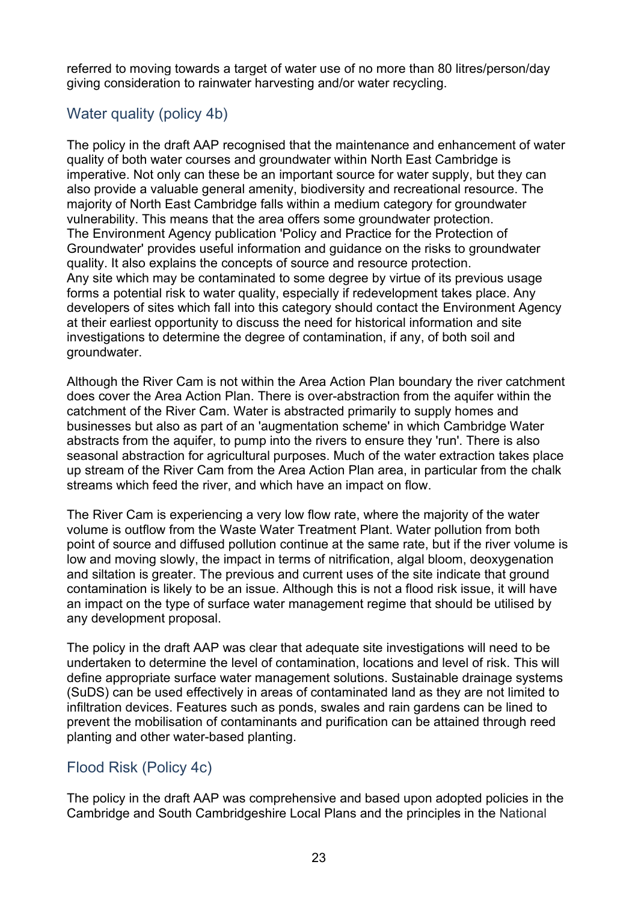referred to moving towards a target of water use of no more than 80 litres/person/day giving consideration to rainwater harvesting and/or water recycling.

## Water quality (policy 4b)

The policy in the draft AAP recognised that the maintenance and enhancement of water quality of both water courses and groundwater within North East Cambridge is imperative. Not only can these be an important source for water supply, but they can also provide a valuable general amenity, biodiversity and recreational resource. The majority of North East Cambridge falls within a medium category for groundwater vulnerability. This means that the area offers some groundwater protection.
The Environment Agency publication 'Policy and Practice for the Protection of Groundwater' provides useful information and guidance on the risks to groundwater quality. It also explains the concepts of source and resource protection.
Any site which may be contaminated to some degree by virtue of its previous usage forms a potential risk to water quality, especially if redevelopment takes place. Any developers of sites which fall into this category should contact the Environment Agency at their earliest opportunity to discuss the need for historical information and site investigations to determine the degree of contamination, if any, of both soil and groundwater.

Although the River Cam is not within the Area Action Plan boundary the river catchment does cover the Area Action Plan. There is over-abstraction from the aquifer within the catchment of the River Cam. Water is abstracted primarily to supply homes and businesses but also as part of an 'augmentation scheme' in which Cambridge Water abstracts from the aquifer, to pump into the rivers to ensure they 'run'. There is also seasonal abstraction for agricultural purposes. Much of the water extraction takes place up stream of the River Cam from the Area Action Plan area, in particular from the chalk streams which feed the river, and which have an impact on flow.

The River Cam is experiencing a very low flow rate, where the majority of the water volume is outflow from the Waste Water Treatment Plant. Water pollution from both point of source and diffused pollution continue at the same rate, but if the river volume is low and moving slowly, the impact in terms of nitrification, algal bloom, deoxygenation and siltation is greater. The previous and current uses of the site indicate that ground contamination is likely to be an issue. Although this is not a flood risk issue, it will have an impact on the type of surface water management regime that should be utilised by any development proposal.

The policy in the draft AAP was clear that adequate site investigations will need to be undertaken to determine the level of contamination, locations and level of risk. This will define appropriate surface water management solutions. Sustainable drainage systems (SuDS) can be used effectively in areas of contaminated land as they are not limited to infiltration devices. Features such as ponds, swales and rain gardens can be lined to prevent the mobilisation of contaminants and purification can be attained through reed planting and other water-based planting.

## Flood Risk (Policy 4c)

The policy in the draft AAP was comprehensive and based upon adopted policies in the Cambridge and South Cambridgeshire Local Plans and the principles in the National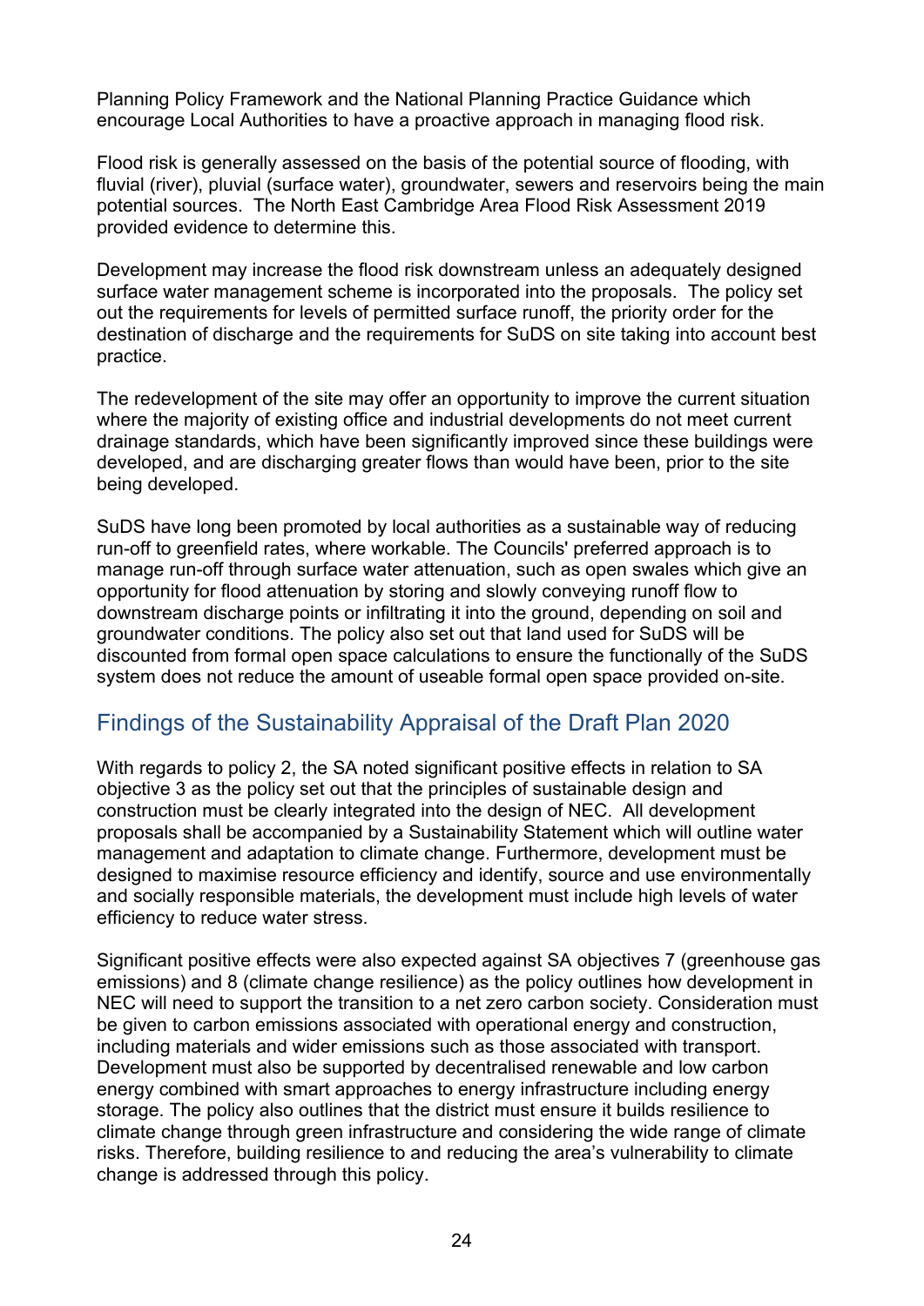Planning Policy Framework and the National Planning Practice Guidance which encourage Local Authorities to have a proactive approach in managing flood risk.

Flood risk is generally assessed on the basis of the potential source of flooding, with fluvial (river), pluvial (surface water), groundwater, sewers and reservoirs being the main potential sources. The North East Cambridge Area Flood Risk Assessment 2019 provided evidence to determine this.

Development may increase the flood risk downstream unless an adequately designed surface water management scheme is incorporated into the proposals. The policy set out the requirements for levels of permitted surface runoff, the priority order for the destination of discharge and the requirements for SuDS on site taking into account best practice.

The redevelopment of the site may offer an opportunity to improve the current situation where the majority of existing office and industrial developments do not meet current drainage standards, which have been significantly improved since these buildings were developed, and are discharging greater flows than would have been, prior to the site being developed.

SuDS have long been promoted by local authorities as a sustainable way of reducing run-off to greenfield rates, where workable. The Councils' preferred approach is to manage run-off through surface water attenuation, such as open swales which give an opportunity for flood attenuation by storing and slowly conveying runoff flow to downstream discharge points or infiltrating it into the ground, depending on soil and groundwater conditions. The policy also set out that land used for SuDS will be discounted from formal open space calculations to ensure the functionally of the SuDS system does not reduce the amount of useable formal open space provided on-site.

## Findings of the Sustainability Appraisal of the Draft Plan 2020

With regards to policy 2, the SA noted significant positive effects in relation to SA objective 3 as the policy set out that the principles of sustainable design and construction must be clearly integrated into the design of NEC. All development proposals shall be accompanied by a Sustainability Statement which will outline water management and adaptation to climate change. Furthermore, development must be designed to maximise resource efficiency and identify, source and use environmentally and socially responsible materials, the development must include high levels of water efficiency to reduce water stress.

Significant positive effects were also expected against SA objectives 7 (greenhouse gas emissions) and 8 (climate change resilience) as the policy outlines how development in NEC will need to support the transition to a net zero carbon society. Consideration must be given to carbon emissions associated with operational energy and construction, including materials and wider emissions such as those associated with transport. Development must also be supported by decentralised renewable and low carbon energy combined with smart approaches to energy infrastructure including energy storage. The policy also outlines that the district must ensure it builds resilience to climate change through green infrastructure and considering the wide range of climate risks. Therefore, building resilience to and reducing the area's vulnerability to climate change is addressed through this policy.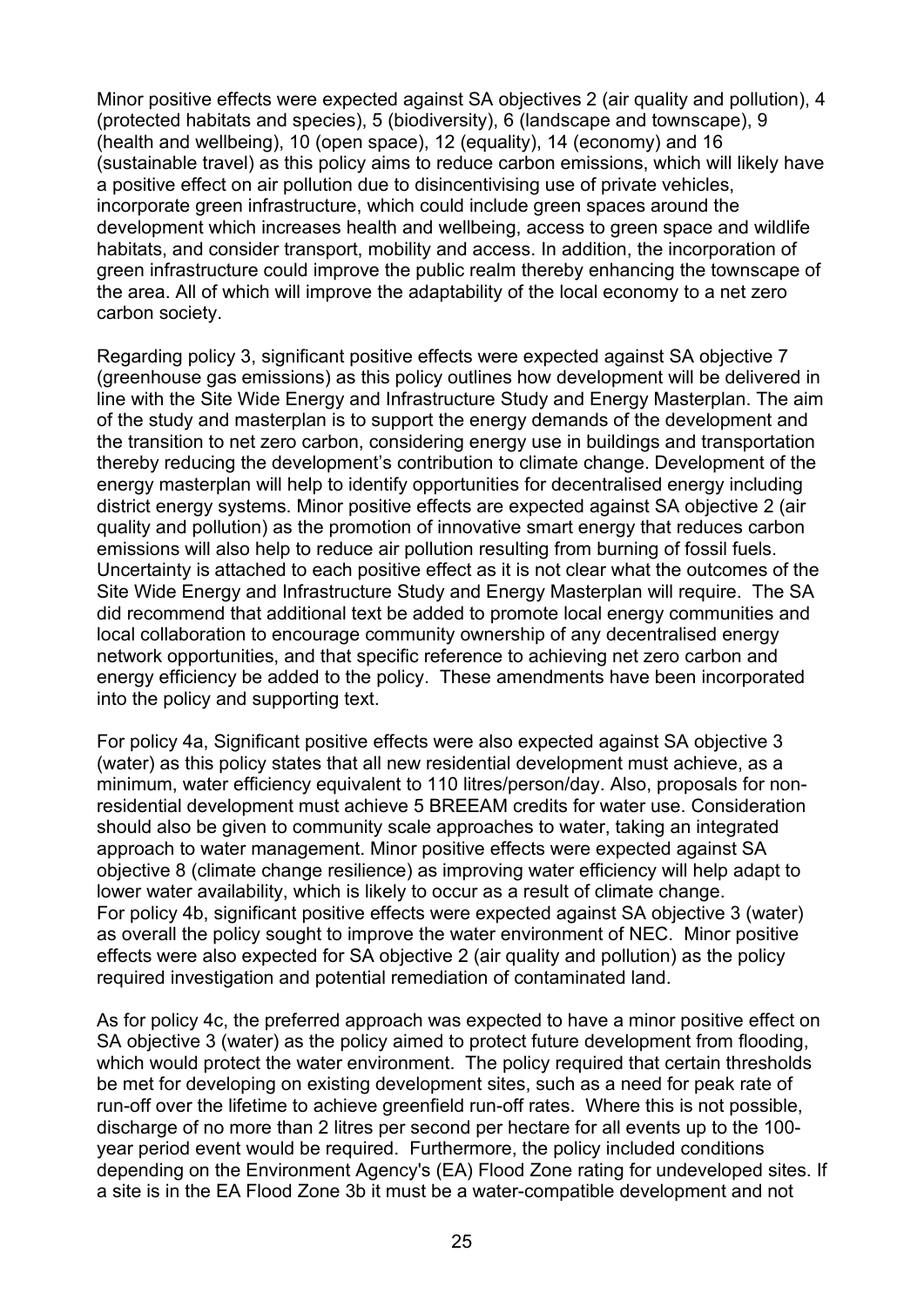Minor positive effects were expected against SA objectives 2 (air quality and pollution), 4 (protected habitats and species), 5 (biodiversity), 6 (landscape and townscape), 9 (health and wellbeing), 10 (open space), 12 (equality), 14 (economy) and 16 (sustainable travel) as this policy aims to reduce carbon emissions, which will likely have a positive effect on air pollution due to disincentivising use of private vehicles, incorporate green infrastructure, which could include green spaces around the development which increases health and wellbeing, access to green space and wildlife habitats, and consider transport, mobility and access. In addition, the incorporation of green infrastructure could improve the public realm thereby enhancing the townscape of the area. All of which will improve the adaptability of the local economy to a net zero carbon society.

Regarding policy 3, significant positive effects were expected against SA objective 7 (greenhouse gas emissions) as this policy outlines how development will be delivered in line with the Site Wide Energy and Infrastructure Study and Energy Masterplan. The aim of the study and masterplan is to support the energy demands of the development and the transition to net zero carbon, considering energy use in buildings and transportation thereby reducing the development's contribution to climate change. Development of the energy masterplan will help to identify opportunities for decentralised energy including district energy systems. Minor positive effects are expected against SA objective 2 (air quality and pollution) as the promotion of innovative smart energy that reduces carbon emissions will also help to reduce air pollution resulting from burning of fossil fuels. Uncertainty is attached to each positive effect as it is not clear what the outcomes of the Site Wide Energy and Infrastructure Study and Energy Masterplan will require. The SA did recommend that additional text be added to promote local energy communities and local collaboration to encourage community ownership of any decentralised energy network opportunities, and that specific reference to achieving net zero carbon and energy efficiency be added to the policy. These amendments have been incorporated into the policy and supporting text.

For policy 4a, Significant positive effects were also expected against SA objective 3 (water) as this policy states that all new residential development must achieve, as a minimum, water efficiency equivalent to 110 litres/person/day. Also, proposals for non-residential development must achieve 5 BREEAM credits for water use. Consideration should also be given to community scale approaches to water, taking an integrated approach to water management. Minor positive effects were expected against SA objective 8 (climate change resilience) as improving water efficiency will help adapt to lower water availability, which is likely to occur as a result of climate change.
For policy 4b, significant positive effects were expected against SA objective 3 (water) as overall the policy sought to improve the water environment of NEC. Minor positive effects were also expected for SA objective 2 (air quality and pollution) as the policy required investigation and potential remediation of contaminated land.

As for policy 4c, the preferred approach was expected to have a minor positive effect on SA objective 3 (water) as the policy aimed to protect future development from flooding, which would protect the water environment. The policy required that certain thresholds be met for developing on existing development sites, such as a need for peak rate of run-off over the lifetime to achieve greenfield run-off rates. Where this is not possible, discharge of no more than 2 litres per second per hectare for all events up to the 100-year period event would be required. Furthermore, the policy included conditions depending on the Environment Agency's (EA) Flood Zone rating for undeveloped sites. If a site is in the EA Flood Zone 3b it must be a water-compatible development and not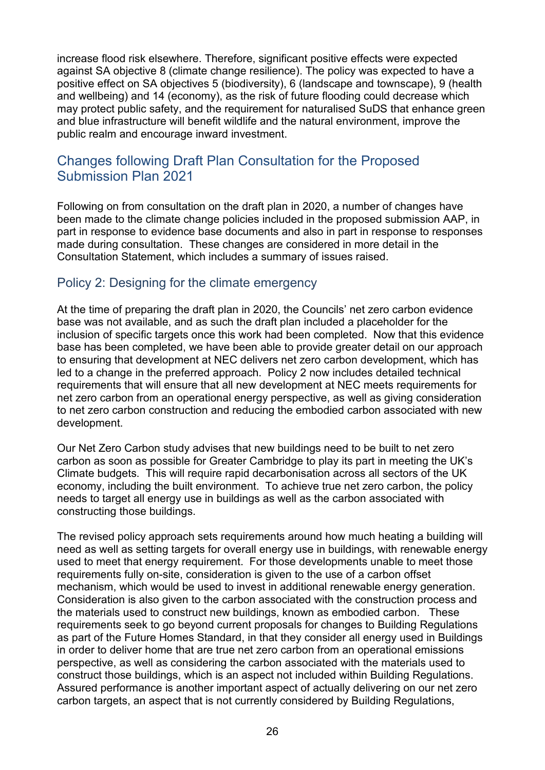increase flood risk elsewhere. Therefore, significant positive effects were expected against SA objective 8 (climate change resilience). The policy was expected to have a positive effect on SA objectives 5 (biodiversity), 6 (landscape and townscape), 9 (health and wellbeing) and 14 (economy), as the risk of future flooding could decrease which may protect public safety, and the requirement for naturalised SuDS that enhance green and blue infrastructure will benefit wildlife and the natural environment, improve the public realm and encourage inward investment.

## Changes following Draft Plan Consultation for the Proposed Submission Plan 2021

Following on from consultation on the draft plan in 2020, a number of changes have been made to the climate change policies included in the proposed submission AAP, in part in response to evidence base documents and also in part in response to responses made during consultation. These changes are considered in more detail in the Consultation Statement, which includes a summary of issues raised.

### Policy 2: Designing for the climate emergency

At the time of preparing the draft plan in 2020, the Councils' net zero carbon evidence base was not available, and as such the draft plan included a placeholder for the inclusion of specific targets once this work had been completed. Now that this evidence base has been completed, we have been able to provide greater detail on our approach to ensuring that development at NEC delivers net zero carbon development, which has led to a change in the preferred approach. Policy 2 now includes detailed technical requirements that will ensure that all new development at NEC meets requirements for net zero carbon from an operational energy perspective, as well as giving consideration to net zero carbon construction and reducing the embodied carbon associated with new development.

Our Net Zero Carbon study advises that new buildings need to be built to net zero carbon as soon as possible for Greater Cambridge to play its part in meeting the UK's Climate budgets. This will require rapid decarbonisation across all sectors of the UK economy, including the built environment. To achieve true net zero carbon, the policy needs to target all energy use in buildings as well as the carbon associated with constructing those buildings.

The revised policy approach sets requirements around how much heating a building will need as well as setting targets for overall energy use in buildings, with renewable energy used to meet that energy requirement. For those developments unable to meet those requirements fully on-site, consideration is given to the use of a carbon offset mechanism, which would be used to invest in additional renewable energy generation. Consideration is also given to the carbon associated with the construction process and the materials used to construct new buildings, known as embodied carbon. These requirements seek to go beyond current proposals for changes to Building Regulations as part of the Future Homes Standard, in that they consider all energy used in Buildings in order to deliver home that are true net zero carbon from an operational emissions perspective, as well as considering the carbon associated with the materials used to construct those buildings, which is an aspect not included within Building Regulations. Assured performance is another important aspect of actually delivering on our net zero carbon targets, an aspect that is not currently considered by Building Regulations,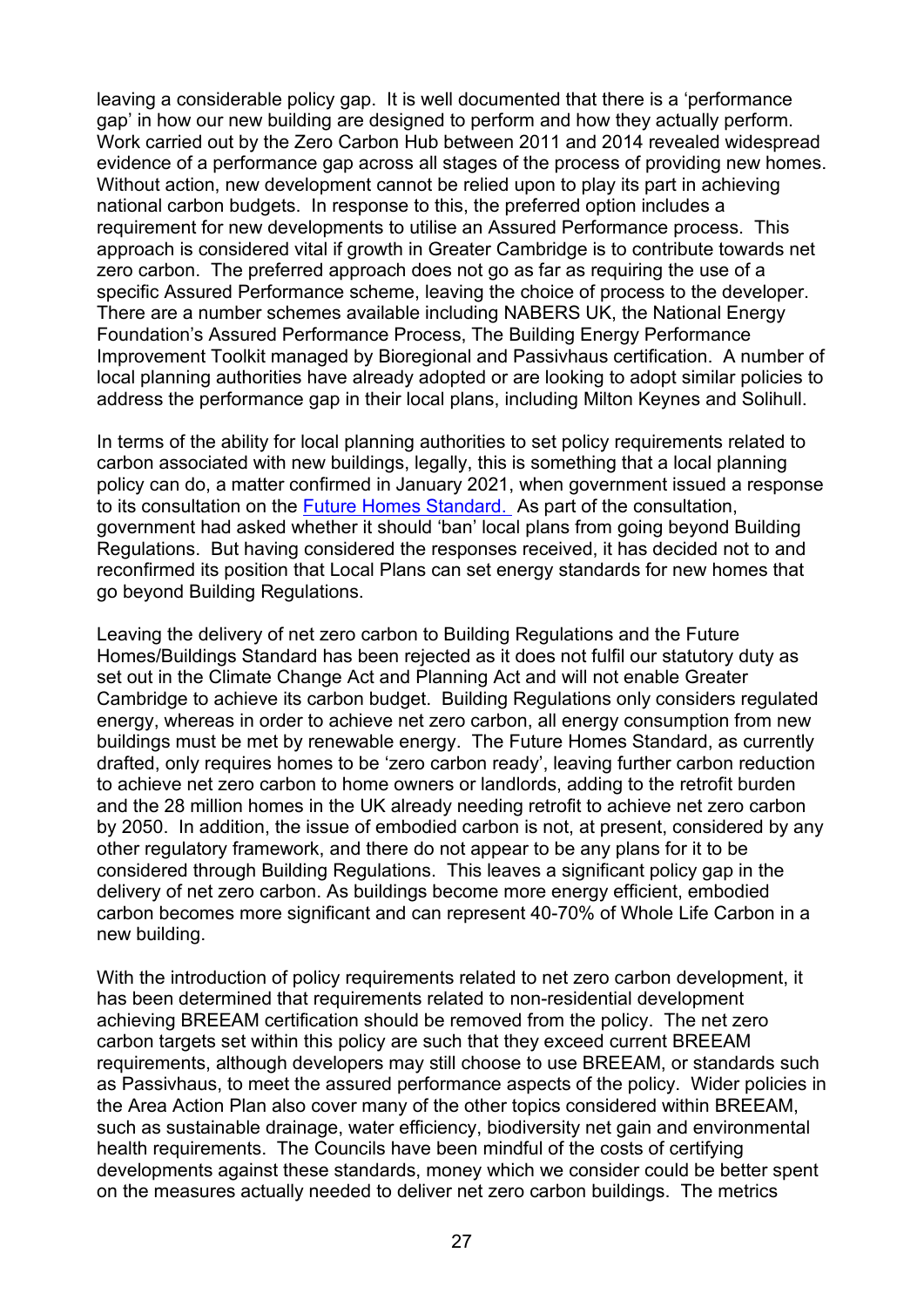leaving a considerable policy gap. It is well documented that there is a 'performance gap' in how our new building are designed to perform and how they actually perform. Work carried out by the Zero Carbon Hub between 2011 and 2014 revealed widespread evidence of a performance gap across all stages of the process of providing new homes. Without action, new development cannot be relied upon to play its part in achieving national carbon budgets. In response to this, the preferred option includes a requirement for new developments to utilise an Assured Performance process. This approach is considered vital if growth in Greater Cambridge is to contribute towards net zero carbon. The preferred approach does not go as far as requiring the use of a specific Assured Performance scheme, leaving the choice of process to the developer. There are a number schemes available including NABERS UK, the National Energy Foundation's Assured Performance Process, The Building Energy Performance Improvement Toolkit managed by Bioregional and Passivhaus certification. A number of local planning authorities have already adopted or are looking to adopt similar policies to address the performance gap in their local plans, including Milton Keynes and Solihull.

In terms of the ability for local planning authorities to set policy requirements related to carbon associated with new buildings, legally, this is something that a local planning policy can do, a matter confirmed in January 2021, when government issued a response to its consultation on the Future Homes Standard. As part of the consultation, government had asked whether it should 'ban' local plans from going beyond Building Regulations. But having considered the responses received, it has decided not to and reconfirmed its position that Local Plans can set energy standards for new homes that go beyond Building Regulations.

Leaving the delivery of net zero carbon to Building Regulations and the Future Homes/Buildings Standard has been rejected as it does not fulfil our statutory duty as set out in the Climate Change Act and Planning Act and will not enable Greater Cambridge to achieve its carbon budget. Building Regulations only considers regulated energy, whereas in order to achieve net zero carbon, all energy consumption from new buildings must be met by renewable energy. The Future Homes Standard, as currently drafted, only requires homes to be 'zero carbon ready', leaving further carbon reduction to achieve net zero carbon to home owners or landlords, adding to the retrofit burden and the 28 million homes in the UK already needing retrofit to achieve net zero carbon by 2050. In addition, the issue of embodied carbon is not, at present, considered by any other regulatory framework, and there do not appear to be any plans for it to be considered through Building Regulations. This leaves a significant policy gap in the delivery of net zero carbon. As buildings become more energy efficient, embodied carbon becomes more significant and can represent 40-70% of Whole Life Carbon in a new building.

With the introduction of policy requirements related to net zero carbon development, it has been determined that requirements related to non-residential development achieving BREEAM certification should be removed from the policy. The net zero carbon targets set within this policy are such that they exceed current BREEAM requirements, although developers may still choose to use BREEAM, or standards such as Passivhaus, to meet the assured performance aspects of the policy. Wider policies in the Area Action Plan also cover many of the other topics considered within BREEAM, such as sustainable drainage, water efficiency, biodiversity net gain and environmental health requirements. The Councils have been mindful of the costs of certifying developments against these standards, money which we consider could be better spent on the measures actually needed to deliver net zero carbon buildings. The metrics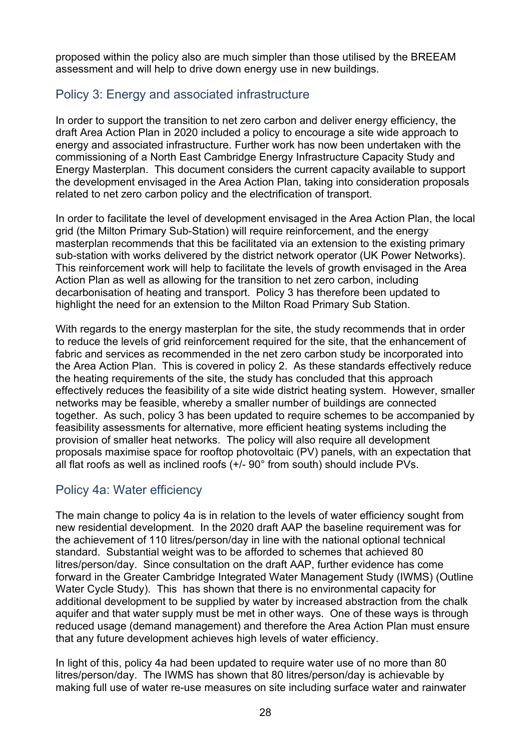proposed within the policy also are much simpler than those utilised by the BREEAM assessment and will help to drive down energy use in new buildings.

## Policy 3: Energy and associated infrastructure

In order to support the transition to net zero carbon and deliver energy efficiency, the draft Area Action Plan in 2020 included a policy to encourage a site wide approach to energy and associated infrastructure. Further work has now been undertaken with the commissioning of a North East Cambridge Energy Infrastructure Capacity Study and Energy Masterplan. This document considers the current capacity available to support the development envisaged in the Area Action Plan, taking into consideration proposals related to net zero carbon policy and the electrification of transport.

In order to facilitate the level of development envisaged in the Area Action Plan, the local grid (the Milton Primary Sub-Station) will require reinforcement, and the energy masterplan recommends that this be facilitated via an extension to the existing primary sub-station with works delivered by the district network operator (UK Power Networks). This reinforcement work will help to facilitate the levels of growth envisaged in the Area Action Plan as well as allowing for the transition to net zero carbon, including decarbonisation of heating and transport. Policy 3 has therefore been updated to highlight the need for an extension to the Milton Road Primary Sub Station.

With regards to the energy masterplan for the site, the study recommends that in order to reduce the levels of grid reinforcement required for the site, that the enhancement of fabric and services as recommended in the net zero carbon study be incorporated into the Area Action Plan. This is covered in policy 2. As these standards effectively reduce the heating requirements of the site, the study has concluded that this approach effectively reduces the feasibility of a site wide district heating system. However, smaller networks may be feasible, whereby a smaller number of buildings are connected together. As such, policy 3 has been updated to require schemes to be accompanied by feasibility assessments for alternative, more efficient heating systems including the provision of smaller heat networks. The policy will also require all development proposals maximise space for rooftop photovoltaic (PV) panels, with an expectation that all flat roofs as well as inclined roofs (+/- 90° from south) should include PVs.

## Policy 4a: Water efficiency

The main change to policy 4a is in relation to the levels of water efficiency sought from new residential development. In the 2020 draft AAP the baseline requirement was for the achievement of 110 litres/person/day in line with the national optional technical standard. Substantial weight was to be afforded to schemes that achieved 80 litres/person/day. Since consultation on the draft AAP, further evidence has come forward in the Greater Cambridge Integrated Water Management Study (IWMS) (Outline Water Cycle Study). This has shown that there is no environmental capacity for additional development to be supplied by water by increased abstraction from the chalk aquifer and that water supply must be met in other ways. One of these ways is through reduced usage (demand management) and therefore the Area Action Plan must ensure that any future development achieves high levels of water efficiency.

In light of this, policy 4a had been updated to require water use of no more than 80 litres/person/day. The IWMS has shown that 80 litres/person/day is achievable by making full use of water re-use measures on site including surface water and rainwater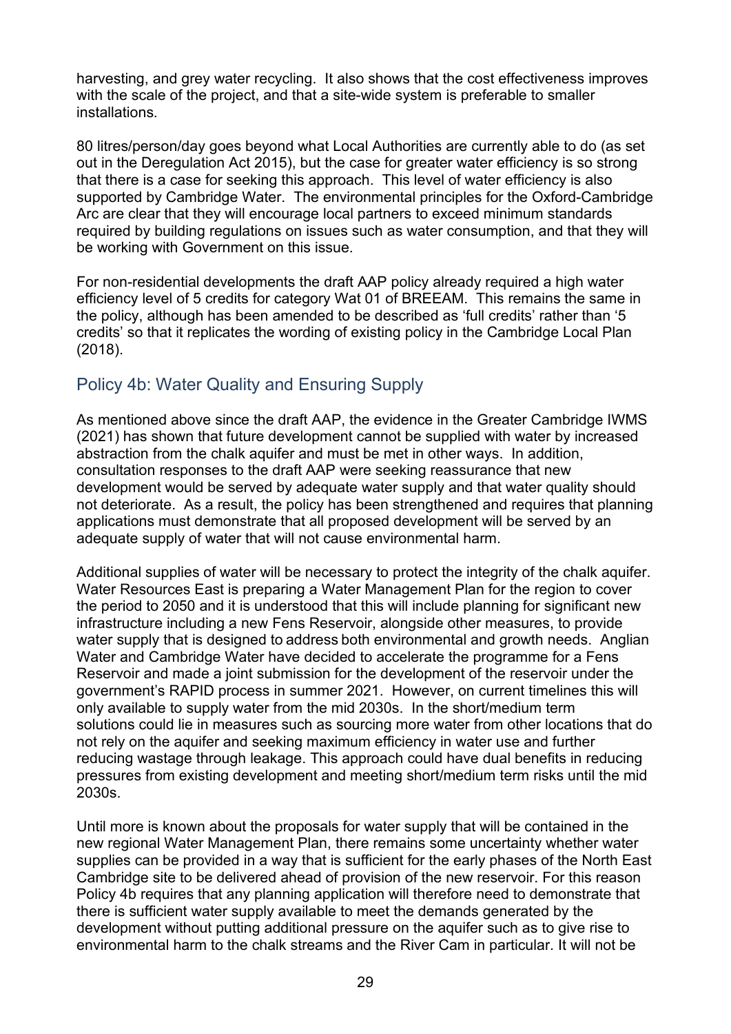harvesting, and grey water recycling. It also shows that the cost effectiveness improves with the scale of the project, and that a site-wide system is preferable to smaller installations.

80 litres/person/day goes beyond what Local Authorities are currently able to do (as set out in the Deregulation Act 2015), but the case for greater water efficiency is so strong that there is a case for seeking this approach. This level of water efficiency is also supported by Cambridge Water. The environmental principles for the Oxford-Cambridge Arc are clear that they will encourage local partners to exceed minimum standards required by building regulations on issues such as water consumption, and that they will be working with Government on this issue.

For non-residential developments the draft AAP policy already required a high water efficiency level of 5 credits for category Wat 01 of BREEAM. This remains the same in the policy, although has been amended to be described as 'full credits' rather than '5 credits' so that it replicates the wording of existing policy in the Cambridge Local Plan (2018).

## Policy 4b: Water Quality and Ensuring Supply

As mentioned above since the draft AAP, the evidence in the Greater Cambridge IWMS (2021) has shown that future development cannot be supplied with water by increased abstraction from the chalk aquifer and must be met in other ways. In addition, consultation responses to the draft AAP were seeking reassurance that new development would be served by adequate water supply and that water quality should not deteriorate. As a result, the policy has been strengthened and requires that planning applications must demonstrate that all proposed development will be served by an adequate supply of water that will not cause environmental harm.

Additional supplies of water will be necessary to protect the integrity of the chalk aquifer. Water Resources East is preparing a Water Management Plan for the region to cover the period to 2050 and it is understood that this will include planning for significant new infrastructure including a new Fens Reservoir, alongside other measures, to provide water supply that is designed to address both environmental and growth needs. Anglian Water and Cambridge Water have decided to accelerate the programme for a Fens Reservoir and made a joint submission for the development of the reservoir under the government's RAPID process in summer 2021. However, on current timelines this will only available to supply water from the mid 2030s. In the short/medium term solutions could lie in measures such as sourcing more water from other locations that do not rely on the aquifer and seeking maximum efficiency in water use and further reducing wastage through leakage. This approach could have dual benefits in reducing pressures from existing development and meeting short/medium term risks until the mid 2030s.

Until more is known about the proposals for water supply that will be contained in the new regional Water Management Plan, there remains some uncertainty whether water supplies can be provided in a way that is sufficient for the early phases of the North East Cambridge site to be delivered ahead of provision of the new reservoir. For this reason Policy 4b requires that any planning application will therefore need to demonstrate that there is sufficient water supply available to meet the demands generated by the development without putting additional pressure on the aquifer such as to give rise to environmental harm to the chalk streams and the River Cam in particular. It will not be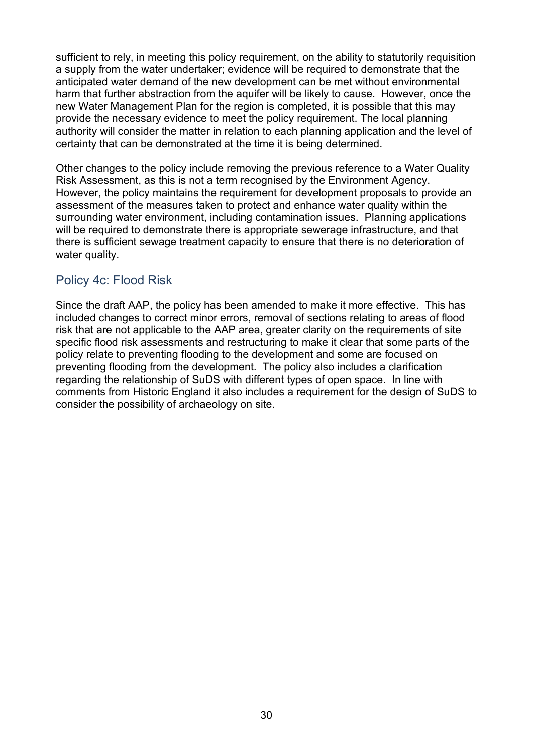sufficient to rely, in meeting this policy requirement, on the ability to statutorily requisition a supply from the water undertaker; evidence will be required to demonstrate that the anticipated water demand of the new development can be met without environmental harm that further abstraction from the aquifer will be likely to cause. However, once the new Water Management Plan for the region is completed, it is possible that this may provide the necessary evidence to meet the policy requirement. The local planning authority will consider the matter in relation to each planning application and the level of certainty that can be demonstrated at the time it is being determined.

Other changes to the policy include removing the previous reference to a Water Quality Risk Assessment, as this is not a term recognised by the Environment Agency. However, the policy maintains the requirement for development proposals to provide an assessment of the measures taken to protect and enhance water quality within the surrounding water environment, including contamination issues. Planning applications will be required to demonstrate there is appropriate sewerage infrastructure, and that there is sufficient sewage treatment capacity to ensure that there is no deterioration of water quality.

## Policy 4c: Flood Risk

Since the draft AAP, the policy has been amended to make it more effective. This has included changes to correct minor errors, removal of sections relating to areas of flood risk that are not applicable to the AAP area, greater clarity on the requirements of site specific flood risk assessments and restructuring to make it clear that some parts of the policy relate to preventing flooding to the development and some are focused on preventing flooding from the development. The policy also includes a clarification regarding the relationship of SuDS with different types of open space. In line with comments from Historic England it also includes a requirement for the design of SuDS to consider the possibility of archaeology on site.